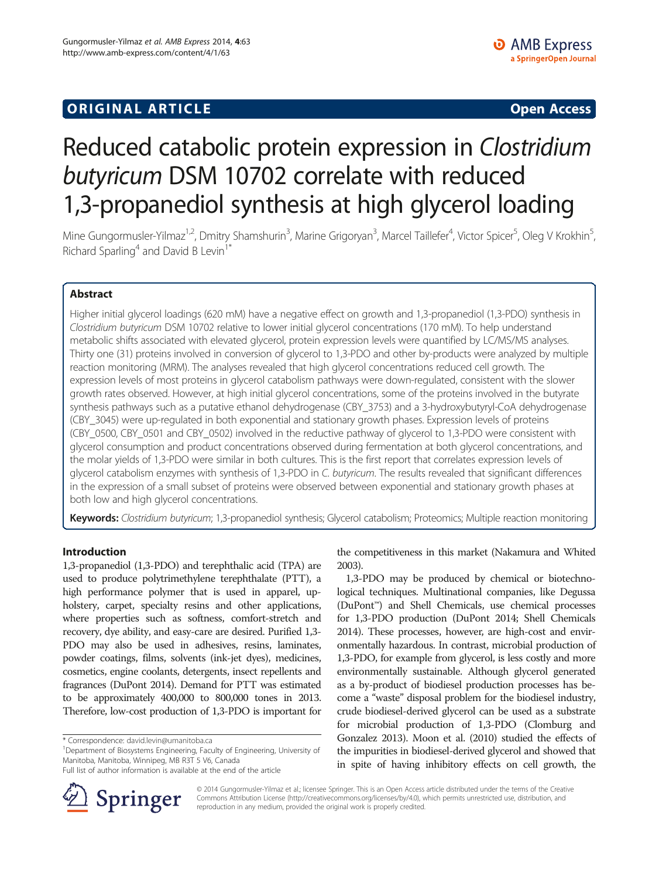**ORIGINAL ARTICLE** **Open Access**

# Reduced catabolic protein expression in *Clostridium butyricum* DSM 10702 correlate with reduced 1,3-propanediol synthesis at high glycerol loading

Mine Gungormusler-Yilmaz[1,2], Dmitry Shamshurin[3], Marine Grigoryan[3], Marcel Taillefer[4], Victor Spicer[5], Oleg V Krokhin[5], Richard Sparling[4] and David B Levin[1*]

## Abstract

Higher initial glycerol loadings (620 mM) have a negative effect on growth and 1,3-propanediol (1,3-PDO) synthesis in *Clostridium butyricum* DSM 10702 relative to lower initial glycerol concentrations (170 mM). To help understand metabolic shifts associated with elevated glycerol, protein expression levels were quantified by LC/MS/MS analyses. Thirty one (31) proteins involved in conversion of glycerol to 1,3-PDO and other by-products were analyzed by multiple reaction monitoring (MRM). The analyses revealed that high glycerol concentrations reduced cell growth. The expression levels of most proteins in glycerol catabolism pathways were down-regulated, consistent with the slower growth rates observed. However, at high initial glycerol concentrations, some of the proteins involved in the butyrate synthesis pathways such as a putative ethanol dehydrogenase (CBY_3753) and a 3-hydroxybutyryl-CoA dehydrogenase (CBY_3045) were up-regulated in both exponential and stationary growth phases. Expression levels of proteins (CBY_0500, CBY_0501 and CBY_0502) involved in the reductive pathway of glycerol to 1,3-PDO were consistent with glycerol consumption and product concentrations observed during fermentation at both glycerol concentrations, and the molar yields of 1,3-PDO were similar in both cultures. This is the first report that correlates expression levels of glycerol catabolism enzymes with synthesis of 1,3-PDO in *C. butyricum*. The results revealed that significant differences in the expression of a small subset of proteins were observed between exponential and stationary growth phases at both low and high glycerol concentrations.

**Keywords:** *Clostridium butyricum*; 1,3-propanediol synthesis; Glycerol catabolism; Proteomics; Multiple reaction monitoring

## Introduction

1,3-propanediol (1,3-PDO) and terephthalic acid (TPA) are used to produce polytrimethylene terephthalate (PTT), a high performance polymer that is used in apparel, upholstery, carpet, specialty resins and other applications, where properties such as softness, comfort-stretch and recovery, dye ability, and easy-care are desired. Purified 1,3-PDO may also be used in adhesives, resins, laminates, powder coatings, films, solvents (ink-jet dyes), medicines, cosmetics, engine coolants, detergents, insect repellents and fragrances (DuPont 2014). Demand for PTT was estimated to be approximately 400,000 to 800,000 tones in 2013. Therefore, low-cost production of 1,3-PDO is important for the competitiveness in this market (Nakamura and Whited 2003).

1,3-PDO may be produced by chemical or biotechnological techniques. Multinational companies, like Degussa (DuPont™) and Shell Chemicals, use chemical processes for 1,3-PDO production (DuPont 2014; Shell Chemicals 2014). These processes, however, are high-cost and environmentally hazardous. In contrast, microbial production of 1,3-PDO, for example from glycerol, is less costly and more environmentally sustainable. Although glycerol generated as a by-product of biodiesel production processes has become a "waste" disposal problem for the biodiesel industry, crude biodiesel-derived glycerol can be used as a substrate for microbial production of 1,3-PDO (Clomburg and Gonzalez 2013). Moon et al. (2010) studied the effects of the impurities in biodiesel-derived glycerol and showed that in spite of having inhibitory effects on cell growth, the

\* Correspondence: david.levin@umanitoba.ca
[1]Department of Biosystems Engineering, Faculty of Engineering, University of Manitoba, Manitoba, Winnipeg, MB R3T 5 V6, Canada
Full list of author information is available at the end of the article

© 2014 Gungormusler-Yilmaz et al.; licensee Springer. This is an Open Access article distributed under the terms of the Creative Commons Attribution License (http://creativecommons.org/licenses/by/4.0), which permits unrestricted use, distribution, and reproduction in any medium, provided the original work is properly credited.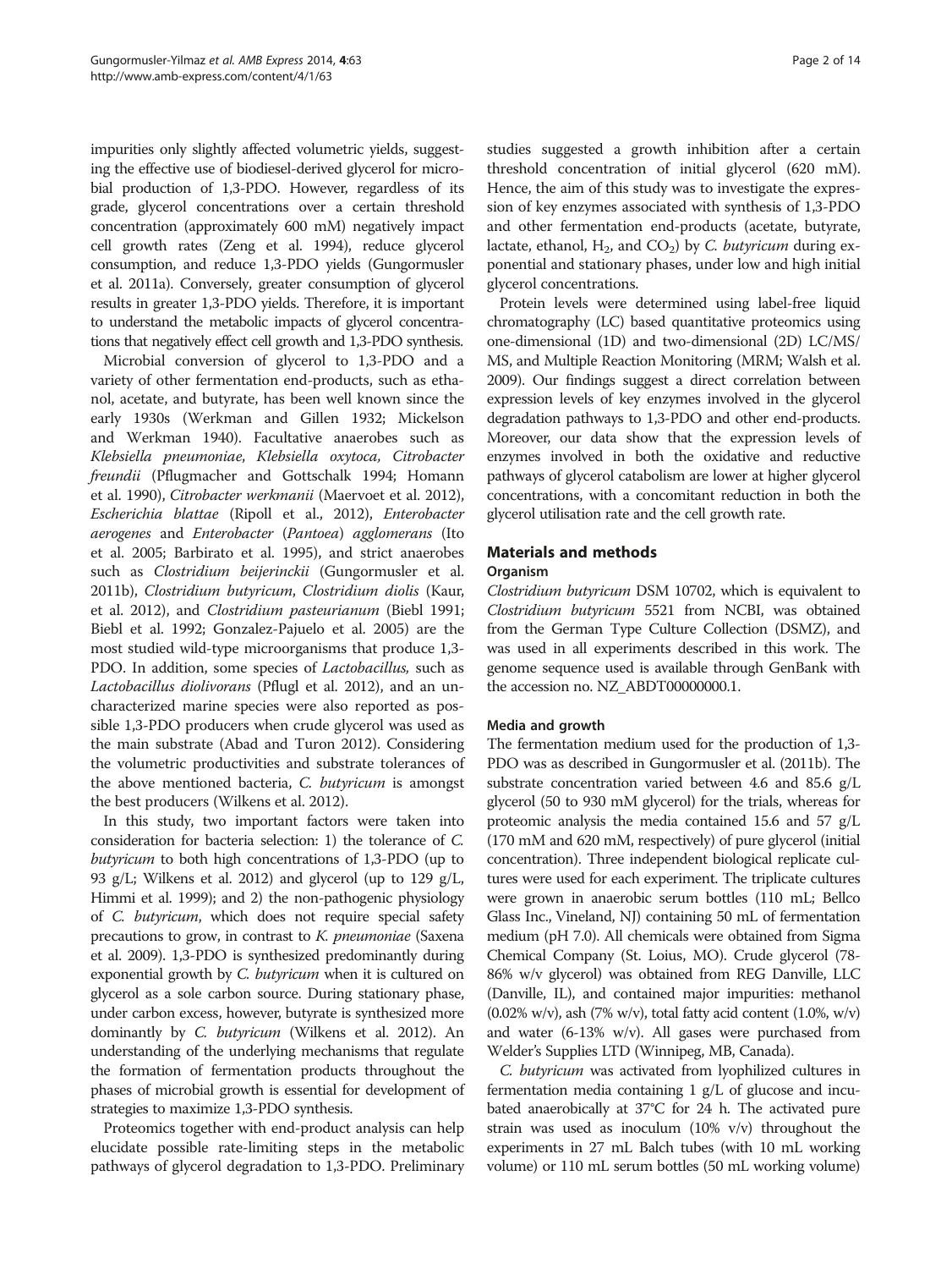impurities only slightly affected volumetric yields, suggesting the effective use of biodiesel-derived glycerol for microbial production of 1,3-PDO. However, regardless of its grade, glycerol concentrations over a certain threshold concentration (approximately 600 mM) negatively impact cell growth rates (Zeng et al. 1994), reduce glycerol consumption, and reduce 1,3-PDO yields (Gungormusler et al. 2011a). Conversely, greater consumption of glycerol results in greater 1,3-PDO yields. Therefore, it is important to understand the metabolic impacts of glycerol concentrations that negatively effect cell growth and 1,3-PDO synthesis.

Microbial conversion of glycerol to 1,3-PDO and a variety of other fermentation end-products, such as ethanol, acetate, and butyrate, has been well known since the early 1930s (Werkman and Gillen 1932; Mickelson and Werkman 1940). Facultative anaerobes such as *Klebsiella pneumoniae*, *Klebsiella oxytoca*, *Citrobacter freundii* (Pflugmacher and Gottschalk 1994; Homann et al. 1990), *Citrobacter werkmanii* (Maervoet et al. 2012), *Escherichia blattae* (Ripoll et al., 2012), *Enterobacter aerogenes* and *Enterobacter* (*Pantoea*) *agglomerans* (Ito et al. 2005; Barbirato et al. 1995), and strict anaerobes such as *Clostridium beijerinckii* (Gungormusler et al. 2011b), *Clostridium butyricum*, *Clostridium diolis* (Kaur, et al. 2012), and *Clostridium pasteurianum* (Biebl 1991; Biebl et al. 1992; Gonzalez-Pajuelo et al. 2005) are the most studied wild-type microorganisms that produce 1,3-PDO. In addition, some species of *Lactobacillus,* such as *Lactobacillus diolivorans* (Pflugl et al. 2012), and an uncharacterized marine species were also reported as possible 1,3-PDO producers when crude glycerol was used as the main substrate (Abad and Turon 2012). Considering the volumetric productivities and substrate tolerances of the above mentioned bacteria, *C. butyricum* is amongst the best producers (Wilkens et al. 2012).

In this study, two important factors were taken into consideration for bacteria selection: 1) the tolerance of *C. butyricum* to both high concentrations of 1,3-PDO (up to 93 g/L; Wilkens et al. 2012) and glycerol (up to 129 g/L, Himmi et al. 1999); and 2) the non-pathogenic physiology of *C. butyricum*, which does not require special safety precautions to grow, in contrast to *K. pneumoniae* (Saxena et al. 2009). 1,3-PDO is synthesized predominantly during exponential growth by *C. butyricum* when it is cultured on glycerol as a sole carbon source. During stationary phase, under carbon excess, however, butyrate is synthesized more dominantly by *C. butyricum* (Wilkens et al. 2012). An understanding of the underlying mechanisms that regulate the formation of fermentation products throughout the phases of microbial growth is essential for development of strategies to maximize 1,3-PDO synthesis.

Proteomics together with end-product analysis can help elucidate possible rate-limiting steps in the metabolic pathways of glycerol degradation to 1,3-PDO. Preliminary studies suggested a growth inhibition after a certain threshold concentration of initial glycerol (620 mM). Hence, the aim of this study was to investigate the expression of key enzymes associated with synthesis of 1,3-PDO and other fermentation end-products (acetate, butyrate, lactate, ethanol, $H_2$, and $CO_2$) by *C. butyricum* during exponential and stationary phases, under low and high initial glycerol concentrations.

Protein levels were determined using label-free liquid chromatography (LC) based quantitative proteomics using one-dimensional (1D) and two-dimensional (2D) LC/MS/MS, and Multiple Reaction Monitoring (MRM; Walsh et al. 2009). Our findings suggest a direct correlation between expression levels of key enzymes involved in the glycerol degradation pathways to 1,3-PDO and other end-products. Moreover, our data show that the expression levels of enzymes involved in both the oxidative and reductive pathways of glycerol catabolism are lower at higher glycerol concentrations, with a concomitant reduction in both the glycerol utilisation rate and the cell growth rate.

## Materials and methods

### Organism

*Clostridium butyricum* DSM 10702, which is equivalent to *Clostridium butyricum* 5521 from NCBI, was obtained from the German Type Culture Collection (DSMZ), and was used in all experiments described in this work. The genome sequence used is available through GenBank with the accession no. NZ_ABDT00000000.1.

### Media and growth

The fermentation medium used for the production of 1,3-PDO was as described in Gungormusler et al. (2011b). The substrate concentration varied between 4.6 and 85.6 g/L glycerol (50 to 930 mM glycerol) for the trials, whereas for proteomic analysis the media contained 15.6 and 57 g/L (170 mM and 620 mM, respectively) of pure glycerol (initial concentration). Three independent biological replicate cultures were used for each experiment. The triplicate cultures were grown in anaerobic serum bottles (110 mL; Bellco Glass Inc., Vineland, NJ) containing 50 mL of fermentation medium (pH 7.0). All chemicals were obtained from Sigma Chemical Company (St. Loius, MO). Crude glycerol (78-86% w/v glycerol) was obtained from REG Danville, LLC (Danville, IL), and contained major impurities: methanol (0.02% w/v), ash (7% w/v), total fatty acid content (1.0%, w/v) and water (6-13% w/v). All gases were purchased from Welder's Supplies LTD (Winnipeg, MB, Canada).

*C. butyricum* was activated from lyophilized cultures in fermentation media containing 1 g/L of glucose and incubated anaerobically at 37°C for 24 h. The activated pure strain was used as inoculum (10% v/v) throughout the experiments in 27 mL Balch tubes (with 10 mL working volume) or 110 mL serum bottles (50 mL working volume)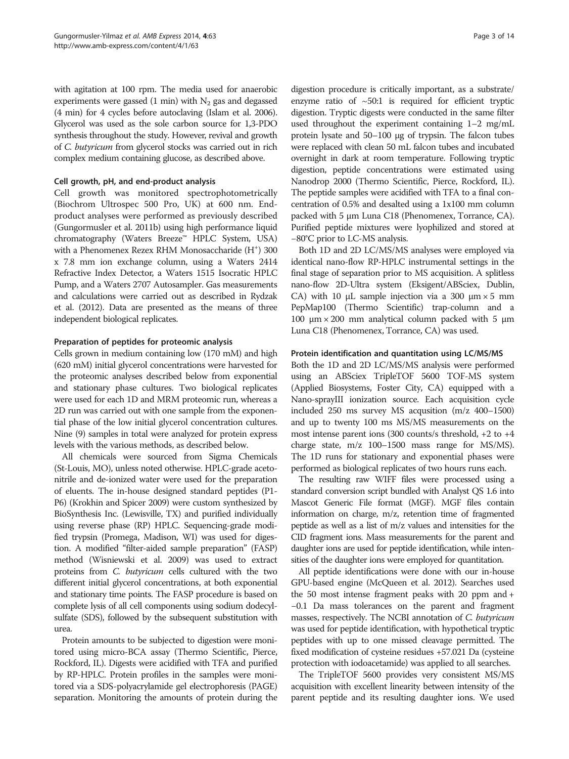with agitation at 100 rpm. The media used for anaerobic experiments were gassed (1 min) with $N_2$ gas and degassed (4 min) for 4 cycles before autoclaving (Islam et al. 2006). Glycerol was used as the sole carbon source for 1,3-PDO synthesis throughout the study. However, revival and growth of *C. butyricum* from glycerol stocks was carried out in rich complex medium containing glucose, as described above.

### Cell growth, pH, and end-product analysis

Cell growth was monitored spectrophotometrically (Biochrom Ultrospec 500 Pro, UK) at 600 nm. End-product analyses were performed as previously described (Gungormusler et al. 2011b) using high performance liquid chromatography (Waters Breeze™ HPLC System, USA) with a Phenomenex Rezex RHM Monosaccharide ($H^+$) 300 x 7.8 mm ion exchange column, using a Waters 2414 Refractive Index Detector, a Waters 1515 Isocratic HPLC Pump, and a Waters 2707 Autosampler. Gas measurements and calculations were carried out as described in Rydzak et al. (2012). Data are presented as the means of three independent biological replicates.

### Preparation of peptides for proteomic analysis

Cells grown in medium containing low (170 mM) and high (620 mM) initial glycerol concentrations were harvested for the proteomic analyses described below from exponential and stationary phase cultures. Two biological replicates were used for each 1D and MRM proteomic run, whereas a 2D run was carried out with one sample from the exponential phase of the low initial glycerol concentration cultures. Nine (9) samples in total were analyzed for protein express levels with the various methods, as described below.

All chemicals were sourced from Sigma Chemicals (St-Louis, MO), unless noted otherwise. HPLC-grade acetonitrile and de-ionized water were used for the preparation of eluents. The in-house designed standard peptides (P1-P6) (Krokhin and Spicer 2009) were custom synthesized by BioSynthesis Inc. (Lewisville, TX) and purified individually using reverse phase (RP) HPLC. Sequencing-grade modified trypsin (Promega, Madison, WI) was used for digestion. A modified "filter-aided sample preparation" (FASP) method (Wisniewski et al. 2009) was used to extract proteins from *C. butyricum* cells cultured with the two different initial glycerol concentrations, at both exponential and stationary time points. The FASP procedure is based on complete lysis of all cell components using sodium dodecylsulfate (SDS), followed by the subsequent substitution with urea.

Protein amounts to be subjected to digestion were monitored using micro-BCA assay (Thermo Scientific, Pierce, Rockford, IL). Digests were acidified with TFA and purified by RP-HPLC. Protein profiles in the samples were monitored via a SDS-polyacrylamide gel electrophoresis (PAGE) separation. Monitoring the amounts of protein during the digestion procedure is critically important, as a substrate/enzyme ratio of ~50:1 is required for efficient tryptic digestion. Tryptic digests were conducted in the same filter used throughout the experiment containing 1–2 mg/mL protein lysate and 50–100 μg of trypsin. The falcon tubes were replaced with clean 50 mL falcon tubes and incubated overnight in dark at room temperature. Following tryptic digestion, peptide concentrations were estimated using Nanodrop 2000 (Thermo Scientific, Pierce, Rockford, IL). The peptide samples were acidified with TFA to a final concentration of 0.5% and desalted using a 1x100 mm column packed with 5 μm Luna C18 (Phenomenex, Torrance, CA). Purified peptide mixtures were lyophilized and stored at −80°C prior to LC-MS analysis.

Both 1D and 2D LC/MS/MS analyses were employed via identical nano-flow RP-HPLC instrumental settings in the final stage of separation prior to MS acquisition. A splitless nano-flow 2D-Ultra system (Eksigent/ABSciex, Dublin, CA) with 10 μL sample injection via a 300 μm × 5 mm PepMap100 (Thermo Scientific) trap-column and a 100 μm × 200 mm analytical column packed with 5 μm Luna C18 (Phenomenex, Torrance, CA) was used.

### Protein identification and quantitation using LC/MS/MS

Both the 1D and 2D LC/MS/MS analysis were performed using an ABSciex TripleTOF 5600 TOF-MS system (Applied Biosystems, Foster City, CA) equipped with a Nano-sprayIII ionization source. Each acquisition cycle included 250 ms survey MS acqusition (m/z 400–1500) and up to twenty 100 ms MS/MS measurements on the most intense parent ions (300 counts/s threshold, +2 to +4 charge state, m/z 100–1500 mass range for MS/MS). The 1D runs for stationary and exponential phases were performed as biological replicates of two hours runs each.

The resulting raw WIFF files were processed using a standard conversion script bundled with Analyst QS 1.6 into Mascot Generic File format (MGF). MGF files contain information on charge, m/z, retention time of fragmented peptide as well as a list of m/z values and intensities for the CID fragment ions. Mass measurements for the parent and daughter ions are used for peptide identification, while intensities of the daughter ions were employed for quantitation.

All peptide identifications were done with our in-house GPU-based engine (McQueen et al. 2012). Searches used the 50 most intense fragment peaks with 20 ppm and + −0.1 Da mass tolerances on the parent and fragment masses, respectively. The NCBI annotation of *C. butyricum* was used for peptide identification, with hypothetical tryptic peptides with up to one missed cleavage permitted. The fixed modification of cysteine residues +57.021 Da (cysteine protection with iodoacetamide) was applied to all searches.

The TripleTOF 5600 provides very consistent MS/MS acquisition with excellent linearity between intensity of the parent peptide and its resulting daughter ions. We used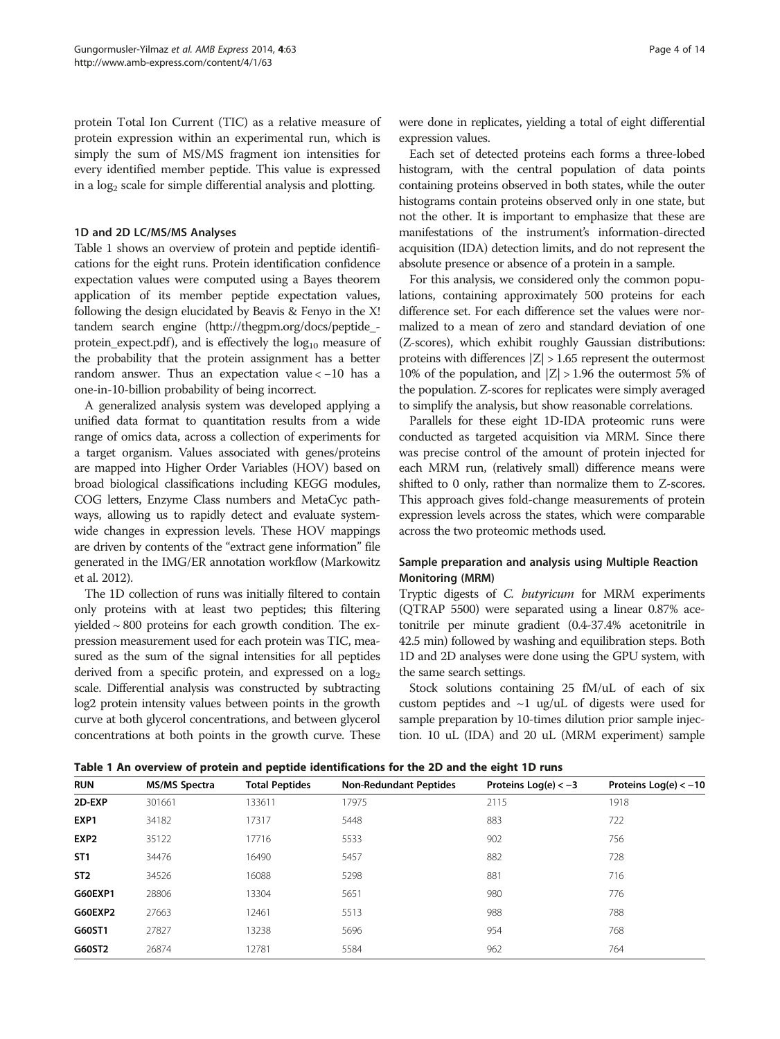protein Total Ion Current (TIC) as a relative measure of protein expression within an experimental run, which is simply the sum of MS/MS fragment ion intensities for every identified member peptide. This value is expressed in a $\log_2$ scale for simple differential analysis and plotting.

#### 1D and 2D LC/MS/MS Analyses

Table 1 shows an overview of protein and peptide identifications for the eight runs. Protein identification confidence expectation values were computed using a Bayes theorem application of its member peptide expectation values, following the design elucidated by Beavis & Fenyo in the X! tandem search engine (http://thegpm.org/docs/peptide_-protein_expect.pdf), and is effectively the $\log_{10}$ measure of the probability that the protein assignment has a better random answer. Thus an expectation value < −10 has a one-in-10-billion probability of being incorrect.

A generalized analysis system was developed applying a unified data format to quantitation results from a wide range of omics data, across a collection of experiments for a target organism. Values associated with genes/proteins are mapped into Higher Order Variables (HOV) based on broad biological classifications including KEGG modules, COG letters, Enzyme Class numbers and MetaCyc pathways, allowing us to rapidly detect and evaluate system-wide changes in expression levels. These HOV mappings are driven by contents of the "extract gene information" file generated in the IMG/ER annotation workflow (Markowitz et al. 2012).

The 1D collection of runs was initially filtered to contain only proteins with at least two peptides; this filtering yielded ~ 800 proteins for each growth condition. The expression measurement used for each protein was TIC, measured as the sum of the signal intensities for all peptides derived from a specific protein, and expressed on a $\log_2$ scale. Differential analysis was constructed by subtracting log2 protein intensity values between points in the growth curve at both glycerol concentrations, and between glycerol concentrations at both points in the growth curve. These were done in replicates, yielding a total of eight differential expression values.

Each set of detected proteins each forms a three-lobed histogram, with the central population of data points containing proteins observed in both states, while the outer histograms contain proteins observed only in one state, but not the other. It is important to emphasize that these are manifestations of the instrument's information-directed acquisition (IDA) detection limits, and do not represent the absolute presence or absence of a protein in a sample.

For this analysis, we considered only the common populations, containing approximately 500 proteins for each difference set. For each difference set the values were normalized to a mean of zero and standard deviation of one (Z-scores), which exhibit roughly Gaussian distributions: proteins with differences $|Z| > 1.65$ represent the outermost 10% of the population, and $|Z| > 1.96$ the outermost 5% of the population. Z-scores for replicates were simply averaged to simplify the analysis, but show reasonable correlations.

Parallels for these eight 1D-IDA proteomic runs were conducted as targeted acquisition via MRM. Since there was precise control of the amount of protein injected for each MRM run, (relatively small) difference means were shifted to 0 only, rather than normalize them to Z-scores. This approach gives fold-change measurements of protein expression levels across the states, which were comparable across the two proteomic methods used.

#### Sample preparation and analysis using Multiple Reaction Monitoring (MRM)

Tryptic digests of *C. butyricum* for MRM experiments (QTRAP 5500) were separated using a linear 0.87% acetonitrile per minute gradient (0.4-37.4% acetonitrile in 42.5 min) followed by washing and equilibration steps. Both 1D and 2D analyses were done using the GPU system, with the same search settings.

Stock solutions containing 25 fM/uL of each of six custom peptides and ~1 ug/uL of digests were used for sample preparation by 10-times dilution prior sample injection. 10 uL (IDA) and 20 uL (MRM experiment) sample

**Table 1 An overview of protein and peptide identifications for the 2D and the eight 1D runs**

| RUN | MS/MS Spectra | Total Peptides | Non-Redundant Peptides | Proteins Log(e) < −3 | Proteins Log(e) < −10 |
|---|---|---|---|---|---|
| **2D-EXP** | 301661 | 133611 | 17975 | 2115 | 1918 |
| **EXP1** | 34182 | 17317 | 5448 | 883 | 722 |
| **EXP2** | 35122 | 17716 | 5533 | 902 | 756 |
| **ST1** | 34476 | 16490 | 5457 | 882 | 728 |
| **ST2** | 34526 | 16088 | 5298 | 881 | 716 |
| **G60EXP1** | 28806 | 13304 | 5651 | 980 | 776 |
| **G60EXP2** | 27663 | 12461 | 5513 | 988 | 788 |
| **G60ST1** | 27827 | 13238 | 5696 | 954 | 768 |
| **G60ST2** | 26874 | 12781 | 5584 | 962 | 764 |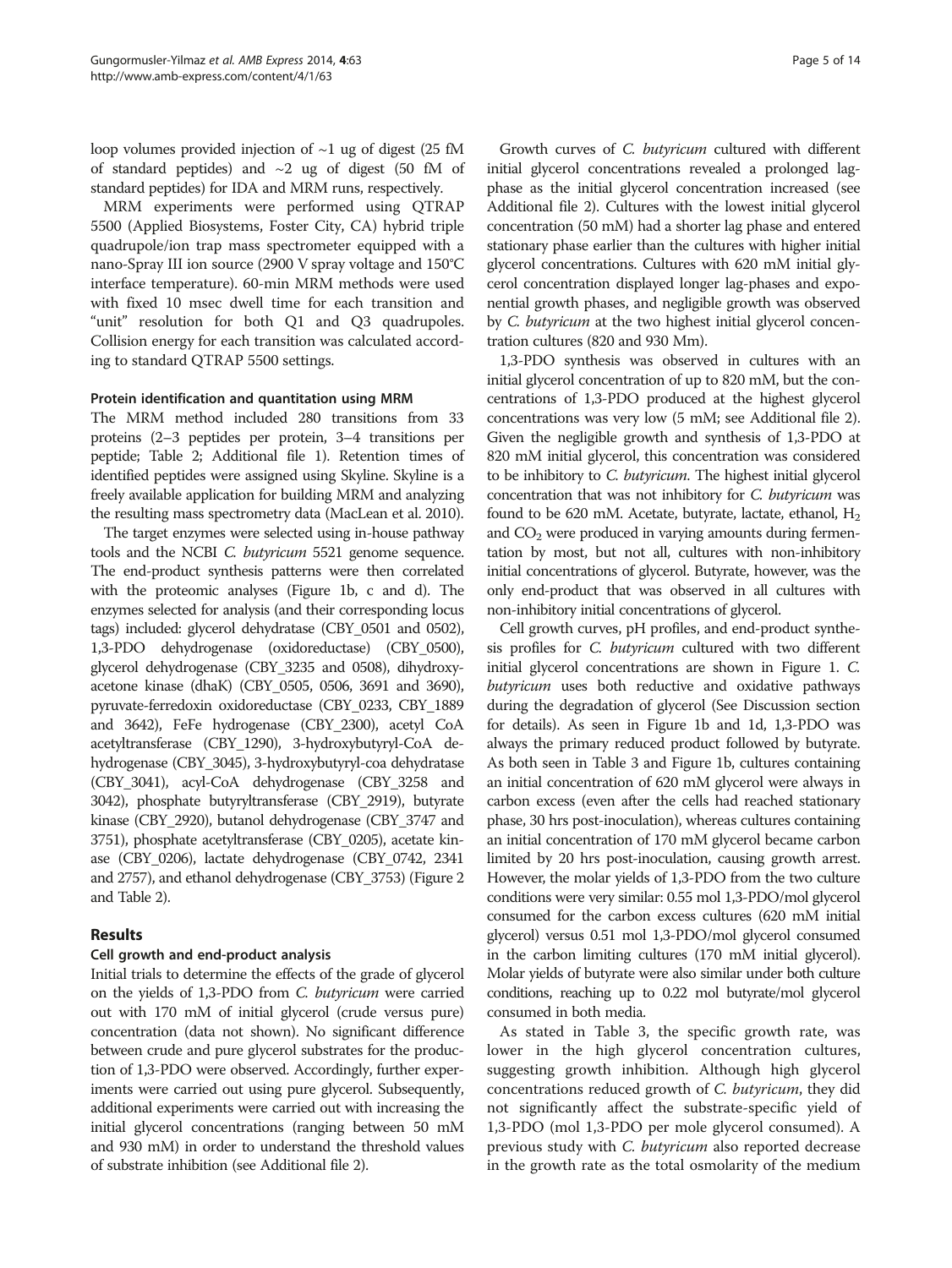loop volumes provided injection of ~1 ug of digest (25 fM of standard peptides) and ~2 ug of digest (50 fM of standard peptides) for IDA and MRM runs, respectively.

MRM experiments were performed using QTRAP 5500 (Applied Biosystems, Foster City, CA) hybrid triple quadrupole/ion trap mass spectrometer equipped with a nano-Spray III ion source (2900 V spray voltage and 150°C interface temperature). 60-min MRM methods were used with fixed 10 msec dwell time for each transition and "unit" resolution for both Q1 and Q3 quadrupoles. Collision energy for each transition was calculated according to standard QTRAP 5500 settings.

#### Protein identification and quantitation using MRM

The MRM method included 280 transitions from 33 proteins (2–3 peptides per protein, 3–4 transitions per peptide; Table 2; Additional file 1). Retention times of identified peptides were assigned using Skyline. Skyline is a freely available application for building MRM and analyzing the resulting mass spectrometry data (MacLean et al. 2010).

The target enzymes were selected using in-house pathway tools and the NCBI *C. butyricum* 5521 genome sequence. The end-product synthesis patterns were then correlated with the proteomic analyses (Figure 1b, c and d). The enzymes selected for analysis (and their corresponding locus tags) included: glycerol dehydratase (CBY_0501 and 0502), 1,3-PDO dehydrogenase (oxidoreductase) (CBY_0500), glycerol dehydrogenase (CBY_3235 and 0508), dihydroxyacetone kinase (dhaK) (CBY_0505, 0506, 3691 and 3690), pyruvate-ferredoxin oxidoreductase (CBY_0233, CBY_1889 and 3642), FeFe hydrogenase (CBY_2300), acetyl CoA acetyltransferase (CBY_1290), 3-hydroxybutyryl-CoA dehydrogenase (CBY_3045), 3-hydroxybutyryl-coa dehydratase (CBY_3041), acyl-CoA dehydrogenase (CBY_3258 and 3042), phosphate butyryltransferase (CBY_2919), butyrate kinase (CBY_2920), butanol dehydrogenase (CBY_3747 and 3751), phosphate acetyltransferase (CBY_0205), acetate kinase (CBY_0206), lactate dehydrogenase (CBY_0742, 2341 and 2757), and ethanol dehydrogenase (CBY_3753) (Figure 2 and Table 2).

## Results

### Cell growth and end-product analysis

Initial trials to determine the effects of the grade of glycerol on the yields of 1,3-PDO from *C. butyricum* were carried out with 170 mM of initial glycerol (crude versus pure) concentration (data not shown). No significant difference between crude and pure glycerol substrates for the production of 1,3-PDO were observed. Accordingly, further experiments were carried out using pure glycerol. Subsequently, additional experiments were carried out with increasing the initial glycerol concentrations (ranging between 50 mM and 930 mM) in order to understand the threshold values of substrate inhibition (see Additional file 2).

Growth curves of *C. butyricum* cultured with different initial glycerol concentrations revealed a prolonged lag-phase as the initial glycerol concentration increased (see Additional file 2). Cultures with the lowest initial glycerol concentration (50 mM) had a shorter lag phase and entered stationary phase earlier than the cultures with higher initial glycerol concentrations. Cultures with 620 mM initial glycerol concentration displayed longer lag-phases and exponential growth phases, and negligible growth was observed by *C. butyricum* at the two highest initial glycerol concentration cultures (820 and 930 Mm).

1,3-PDO synthesis was observed in cultures with an initial glycerol concentration of up to 820 mM, but the concentrations of 1,3-PDO produced at the highest glycerol concentrations was very low (5 mM; see Additional file 2). Given the negligible growth and synthesis of 1,3-PDO at 820 mM initial glycerol, this concentration was considered to be inhibitory to *C. butyricum*. The highest initial glycerol concentration that was not inhibitory for *C. butyricum* was found to be 620 mM. Acetate, butyrate, lactate, ethanol, $H_2$ and $CO_2$ were produced in varying amounts during fermentation by most, but not all, cultures with non-inhibitory initial concentrations of glycerol. Butyrate, however, was the only end-product that was observed in all cultures with non-inhibitory initial concentrations of glycerol.

Cell growth curves, pH profiles, and end-product synthesis profiles for *C. butyricum* cultured with two different initial glycerol concentrations are shown in Figure 1. *C. butyricum* uses both reductive and oxidative pathways during the degradation of glycerol (See Discussion section for details). As seen in Figure 1b and 1d, 1,3-PDO was always the primary reduced product followed by butyrate. As both seen in Table 3 and Figure 1b, cultures containing an initial concentration of 620 mM glycerol were always in carbon excess (even after the cells had reached stationary phase, 30 hrs post-inoculation), whereas cultures containing an initial concentration of 170 mM glycerol became carbon limited by 20 hrs post-inoculation, causing growth arrest. However, the molar yields of 1,3-PDO from the two culture conditions were very similar: 0.55 mol 1,3-PDO/mol glycerol consumed for the carbon excess cultures (620 mM initial glycerol) versus 0.51 mol 1,3-PDO/mol glycerol consumed in the carbon limiting cultures (170 mM initial glycerol). Molar yields of butyrate were also similar under both culture conditions, reaching up to 0.22 mol butyrate/mol glycerol consumed in both media.

As stated in Table 3, the specific growth rate, was lower in the high glycerol concentration cultures, suggesting growth inhibition. Although high glycerol concentrations reduced growth of *C. butyricum*, they did not significantly affect the substrate-specific yield of 1,3-PDO (mol 1,3-PDO per mole glycerol consumed). A previous study with *C. butyricum* also reported decrease in the growth rate as the total osmolarity of the medium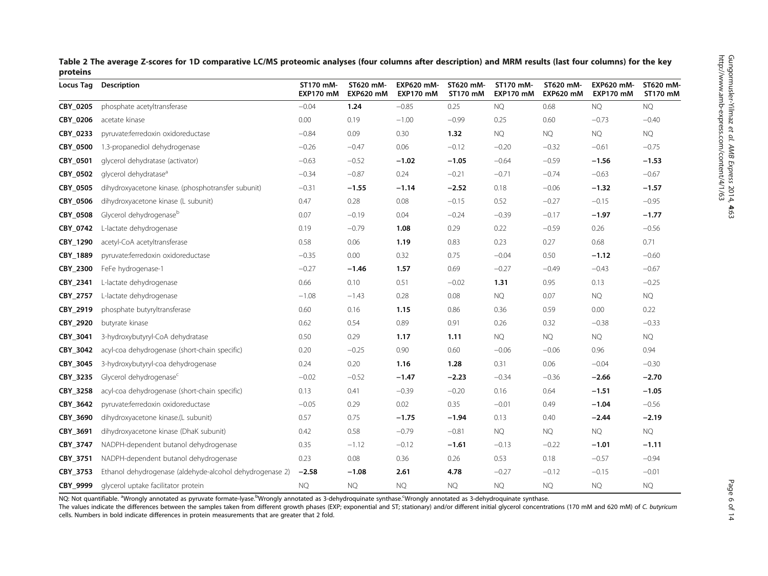**Table 2 The average Z-scores for 1D comparative LC/MS proteomic analyses (four columns after description) and MRM results (last four columns) for the key proteins**

| Locus Tag | Description | ST170 mM-EXP170 mM | ST620 mM-EXP620 mM | EXP620 mM-EXP170 mM | ST620 mM-ST170 mM | ST170 mM-EXP170 mM | ST620 mM-EXP620 mM | EXP620 mM-EXP170 mM | ST620 mM-ST170 mM |
|---|---|---|---|---|---|---|---|---|---|
| **CBY_0205** | phosphate acetyltransferase | −0.04 | **1.24** | −0.85 | 0.25 | NQ | 0.68 | NQ | NQ |
| **CBY_0206** | acetate kinase | 0.00 | 0.19 | −1.00 | −0.99 | 0.25 | 0.60 | −0.73 | −0.40 |
| **CBY_0233** | pyruvate:ferredoxin oxidoreductase | −0.84 | 0.09 | 0.30 | **1.32** | NQ | NQ | NQ | NQ |
| **CBY_0500** | 1.3-propanediol dehydrogenase | −0.26 | −0.47 | 0.06 | −0.12 | −0.20 | −0.32 | −0.61 | −0.75 |
| **CBY_0501** | glycerol dehydratase (activator) | −0.63 | −0.52 | **−1.02** | **−1.05** | −0.64 | −0.59 | **−1.56** | **−1.53** |
| **CBY_0502** | glycerol dehydratase[a] | −0.34 | −0.87 | 0.24 | −0.21 | −0.71 | −0.74 | −0.63 | −0.67 |
| **CBY_0505** | dihydroxyacetone kinase. (phosphotransfer subunit) | −0.31 | **−1.55** | **−1.14** | **−2.52** | 0.18 | −0.06 | **−1.32** | **−1.57** |
| **CBY_0506** | dihydroxyacetone kinase (L subunit) | 0.47 | 0.28 | 0.08 | −0.15 | 0.52 | −0.27 | −0.15 | −0.95 |
| **CBY_0508** | Glycerol dehydrogenase[b] | 0.07 | −0.19 | 0.04 | −0.24 | −0.39 | −0.17 | **−1.97** | **−1.77** |
| **CBY_0742** | L-lactate dehydrogenase | 0.19 | −0.79 | **1.08** | 0.29 | 0.22 | −0.59 | 0.26 | −0.56 |
| **CBY_1290** | acetyl-CoA acetyltransferase | 0.58 | 0.06 | **1.19** | 0.83 | 0.23 | 0.27 | 0.68 | 0.71 |
| **CBY_1889** | pyruvate:ferredoxin oxidoreductase | −0.35 | 0.00 | 0.32 | 0.75 | −0.04 | 0.50 | **−1.12** | −0.60 |
| **CBY_2300** | FeFe hydrogenase-1 | −0.27 | **−1.46** | **1.57** | 0.69 | −0.27 | −0.49 | −0.43 | −0.67 |
| **CBY_2341** | L-lactate dehydrogenase | 0.66 | 0.10 | 0.51 | −0.02 | **1.31** | 0.95 | 0.13 | −0.25 |
| **CBY_2757** | L-lactate dehydrogenase | −1.08 | −1.43 | 0.28 | 0.08 | NQ | 0.07 | NQ | NQ |
| **CBY_2919** | phosphate butyryltransferase | 0.60 | 0.16 | **1.15** | 0.86 | 0.36 | 0.59 | 0.00 | 0.22 |
| **CBY_2920** | butyrate kinase | 0.62 | 0.54 | 0.89 | 0.91 | 0.26 | 0.32 | −0.38 | −0.33 |
| **CBY_3041** | 3-hydroxybutyryl-CoA dehydratase | 0.50 | 0.29 | **1.17** | **1.11** | NQ | NQ | NQ | NQ |
| **CBY_3042** | acyl-coa dehydrogenase (short-chain specific) | 0.20 | −0.25 | 0.90 | 0.60 | −0.06 | −0.06 | 0.96 | 0.94 |
| **CBY_3045** | 3-hydroxybutyryl-coa dehydrogenase | 0.24 | 0.20 | **1.16** | **1.28** | 0.31 | 0.06 | −0.04 | −0.30 |
| **CBY_3235** | Glycerol dehydrogenase[c] | −0.02 | −0.52 | **−1.47** | **−2.23** | −0.34 | −0.36 | **−2.66** | **−2.70** |
| **CBY_3258** | acyl-coa dehydrogenase (short-chain specific) | 0.13 | 0.41 | −0.39 | −0.20 | 0.16 | 0.64 | **−1.51** | **−1.05** |
| **CBY_3642** | pyruvate:ferredoxin oxidoreductase | −0.05 | 0.29 | 0.02 | 0.35 | −0.01 | 0.49 | **−1.04** | −0.56 |
| **CBY_3690** | dihydroxyacetone kinase.(L subunit) | 0.57 | 0.75 | **−1.75** | **−1.94** | 0.13 | 0.40 | **−2.44** | **−2.19** |
| **CBY_3691** | dihydroxyacetone kinase (DhaK subunit) | 0.42 | 0.58 | −0.79 | −0.81 | NQ | NQ | NQ | NQ |
| **CBY_3747** | NADPH-dependent butanol dehydrogenase | 0.35 | −1.12 | −0.12 | **−1.61** | −0.13 | −0.22 | **−1.01** | **−1.11** |
| **CBY_3751** | NADPH-dependent butanol dehydrogenase | 0.23 | 0.08 | 0.36 | 0.26 | 0.53 | 0.18 | −0.57 | −0.94 |
| **CBY_3753** | Ethanol dehydrogenase (aldehyde-alcohol dehydrogenase 2) | **−2.58** | **−1.08** | **2.61** | **4.78** | −0.27 | −0.12 | −0.15 | −0.01 |
| **CBY_9999** | glycerol uptake facilitator protein | NQ | NQ | NQ | NQ | NQ | NQ | NQ | NQ |

NQ: Not quantifiable. [a]Wrongly annotated as pyruvate formate-lyase.[b]Wrongly annotated as 3-dehydroquinate synthase.[c]Wrongly annotated as 3-dehydroquinate synthase.

The values indicate the differences between the samples taken from different growth phases (EXP; exponential and ST; stationary) and/or different initial glycerol concentrations (170 mM and 620 mM) of *C. butyricum* cells. Numbers in bold indicate differences in protein measurements that are greater that 2 fold.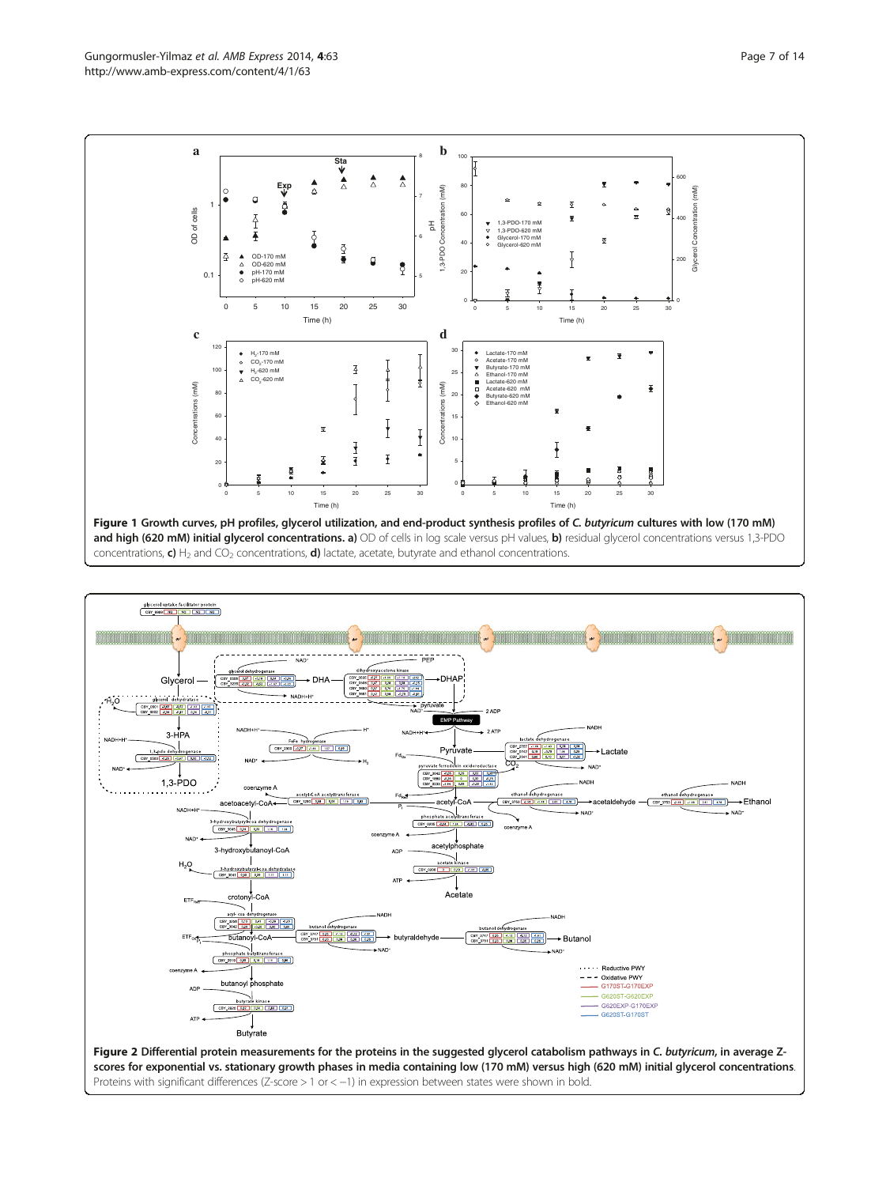**Figure 1 Growth curves, pH profiles, glycerol utilization, and end-product synthesis profiles of *C. butyricum* cultures with low (170 mM) and high (620 mM) initial glycerol concentrations. a)** OD of cells in log scale versus pH values, **b)** residual glycerol concentrations versus 1,3-PDO concentrations, **c)** $H_2$ and $CO_2$ concentrations, **d)** lactate, acetate, butyrate and ethanol concentrations.

**Figure 2 Differential protein measurements for the proteins in the suggested glycerol catabolism pathways in *C. butyricum*, in average Z-scores for exponential vs. stationary growth phases in media containing low (170 mM) versus high (620 mM) initial glycerol concentrations**. Proteins with significant differences (Z-score > 1 or < −1) in expression between states were shown in bold.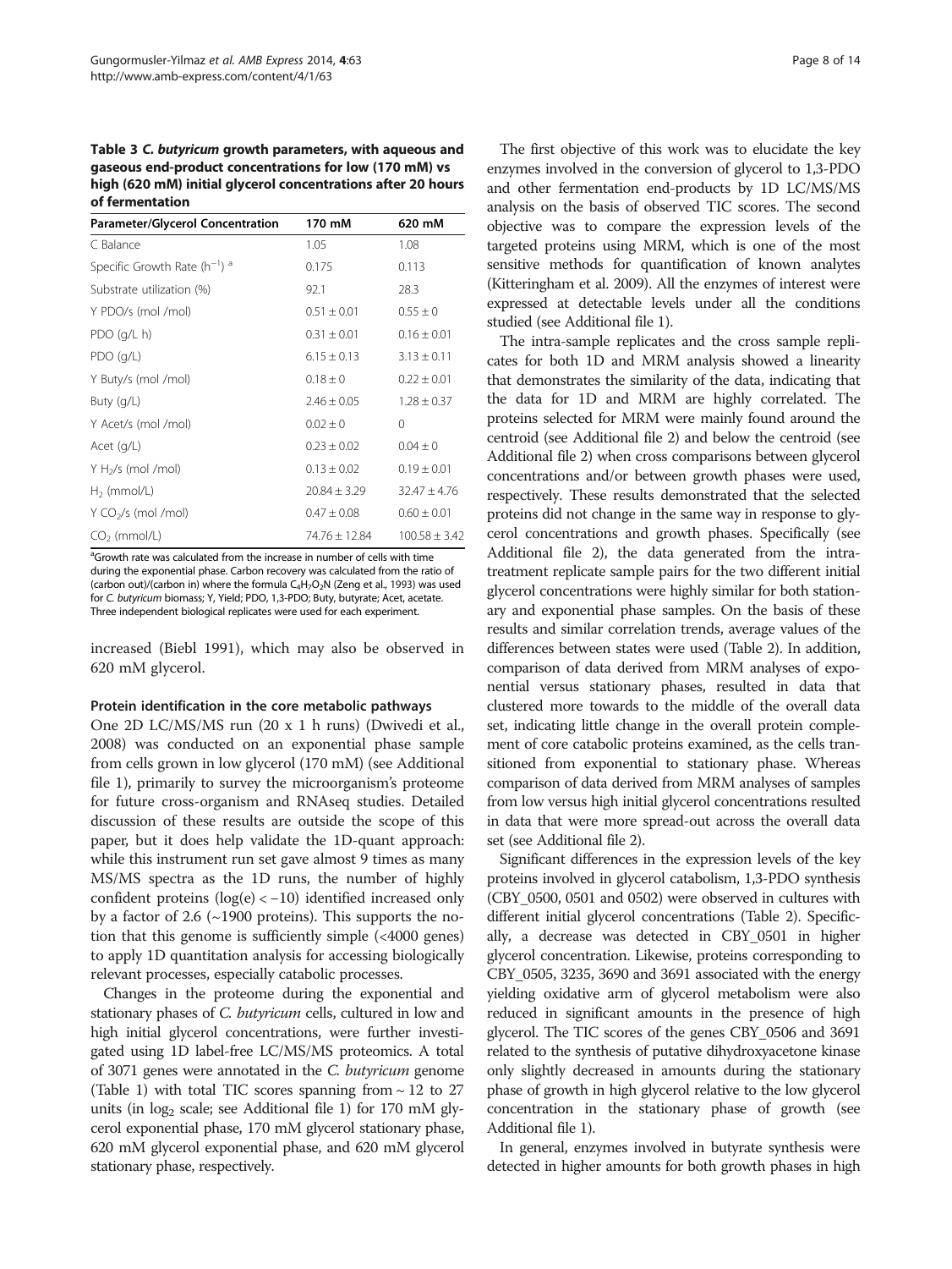**Table 3 *C. butyricum* growth parameters, with aqueous and gaseous end-product concentrations for low (170 mM) vs high (620 mM) initial glycerol concentrations after 20 hours of fermentation**

| Parameter/Glycerol Concentration | 170 mM | 620 mM |
|---|---|---|
| C Balance | 1.05 | 1.08 |
| Specific Growth Rate ($h^{-1}$) [a] | 0.175 | 0.113 |
| Substrate utilization (%) | 92.1 | 28.3 |
| Y PDO/s (mol /mol) | 0.51 ± 0.01 | 0.55 ± 0 |
| PDO (g/L h) | 0.31 ± 0.01 | 0.16 ± 0.01 |
| PDO (g/L) | 6.15 ± 0.13 | 3.13 ± 0.11 |
| Y Buty/s (mol /mol) | 0.18 ± 0 | 0.22 ± 0.01 |
| Buty (g/L) | 2.46 ± 0.05 | 1.28 ± 0.37 |
| Y Acet/s (mol /mol) | 0.02 ± 0 | 0 |
| Acet (g/L) | 0.23 ± 0.02 | 0.04 ± 0 |
| Y $H_2$/s (mol /mol) | 0.13 ± 0.02 | 0.19 ± 0.01 |
| $H_2$ (mmol/L) | 20.84 ± 3.29 | 32.47 ± 4.76 |
| Y $CO_2$/s (mol /mol) | 0.47 ± 0.08 | 0.60 ± 0.01 |
| $CO_2$ (mmol/L) | 74.76 ± 12.84 | 100.58 ± 3.42 |

[a]Growth rate was calculated from the increase in number of cells with time during the exponential phase. Carbon recovery was calculated from the ratio of (carbon out)/(carbon in) where the formula $C_4H_7O_2N$ (Zeng et al., 1993) was used for *C. butyricum* biomass; Y, Yield; PDO, 1,3-PDO; Buty, butyrate; Acet, acetate. Three independent biological replicates were used for each experiment.

increased (Biebl 1991), which may also be observed in 620 mM glycerol.

### Protein identification in the core metabolic pathways

One 2D LC/MS/MS run (20 x 1 h runs) (Dwivedi et al., 2008) was conducted on an exponential phase sample from cells grown in low glycerol (170 mM) (see Additional file 1), primarily to survey the microorganism's proteome for future cross-organism and RNAseq studies. Detailed discussion of these results are outside the scope of this paper, but it does help validate the 1D-quant approach: while this instrument run set gave almost 9 times as many MS/MS spectra as the 1D runs, the number of highly confident proteins ($\log(e) < -10$) identified increased only by a factor of 2.6 (~1900 proteins). This supports the notion that this genome is sufficiently simple (<4000 genes) to apply 1D quantitation analysis for accessing biologically relevant processes, especially catabolic processes.

Changes in the proteome during the exponential and stationary phases of *C. butyricum* cells, cultured in low and high initial glycerol concentrations, were further investigated using 1D label-free LC/MS/MS proteomics. A total of 3071 genes were annotated in the *C. butyricum* genome (Table 1) with total TIC scores spanning from ~ 12 to 27 units (in $\log_2$ scale; see Additional file 1) for 170 mM glycerol exponential phase, 170 mM glycerol stationary phase, 620 mM glycerol exponential phase, and 620 mM glycerol stationary phase, respectively.

The first objective of this work was to elucidate the key enzymes involved in the conversion of glycerol to 1,3-PDO and other fermentation end-products by 1D LC/MS/MS analysis on the basis of observed TIC scores. The second objective was to compare the expression levels of the targeted proteins using MRM, which is one of the most sensitive methods for quantification of known analytes (Kitteringham et al. 2009). All the enzymes of interest were expressed at detectable levels under all the conditions studied (see Additional file 1).

The intra-sample replicates and the cross sample replicates for both 1D and MRM analysis showed a linearity that demonstrates the similarity of the data, indicating that the data for 1D and MRM are highly correlated. The proteins selected for MRM were mainly found around the centroid (see Additional file 2) and below the centroid (see Additional file 2) when cross comparisons between glycerol concentrations and/or between growth phases were used, respectively. These results demonstrated that the selected proteins did not change in the same way in response to glycerol concentrations and growth phases. Specifically (see Additional file 2), the data generated from the intra-treatment replicate sample pairs for the two different initial glycerol concentrations were highly similar for both stationary and exponential phase samples. On the basis of these results and similar correlation trends, average values of the differences between states were used (Table 2). In addition, comparison of data derived from MRM analyses of exponential versus stationary phases, resulted in data that clustered more towards to the middle of the overall data set, indicating little change in the overall protein complement of core catabolic proteins examined, as the cells transitioned from exponential to stationary phase. Whereas comparison of data derived from MRM analyses of samples from low versus high initial glycerol concentrations resulted in data that were more spread-out across the overall data set (see Additional file 2).

Significant differences in the expression levels of the key proteins involved in glycerol catabolism, 1,3-PDO synthesis (CBY_0500, 0501 and 0502) were observed in cultures with different initial glycerol concentrations (Table 2). Specifically, a decrease was detected in CBY_0501 in higher glycerol concentration. Likewise, proteins corresponding to CBY_0505, 3235, 3690 and 3691 associated with the energy yielding oxidative arm of glycerol metabolism were also reduced in significant amounts in the presence of high glycerol. The TIC scores of the genes CBY_0506 and 3691 related to the synthesis of putative dihydroxyacetone kinase only slightly decreased in amounts during the stationary phase of growth in high glycerol relative to the low glycerol concentration in the stationary phase of growth (see Additional file 1).

In general, enzymes involved in butyrate synthesis were detected in higher amounts for both growth phases in high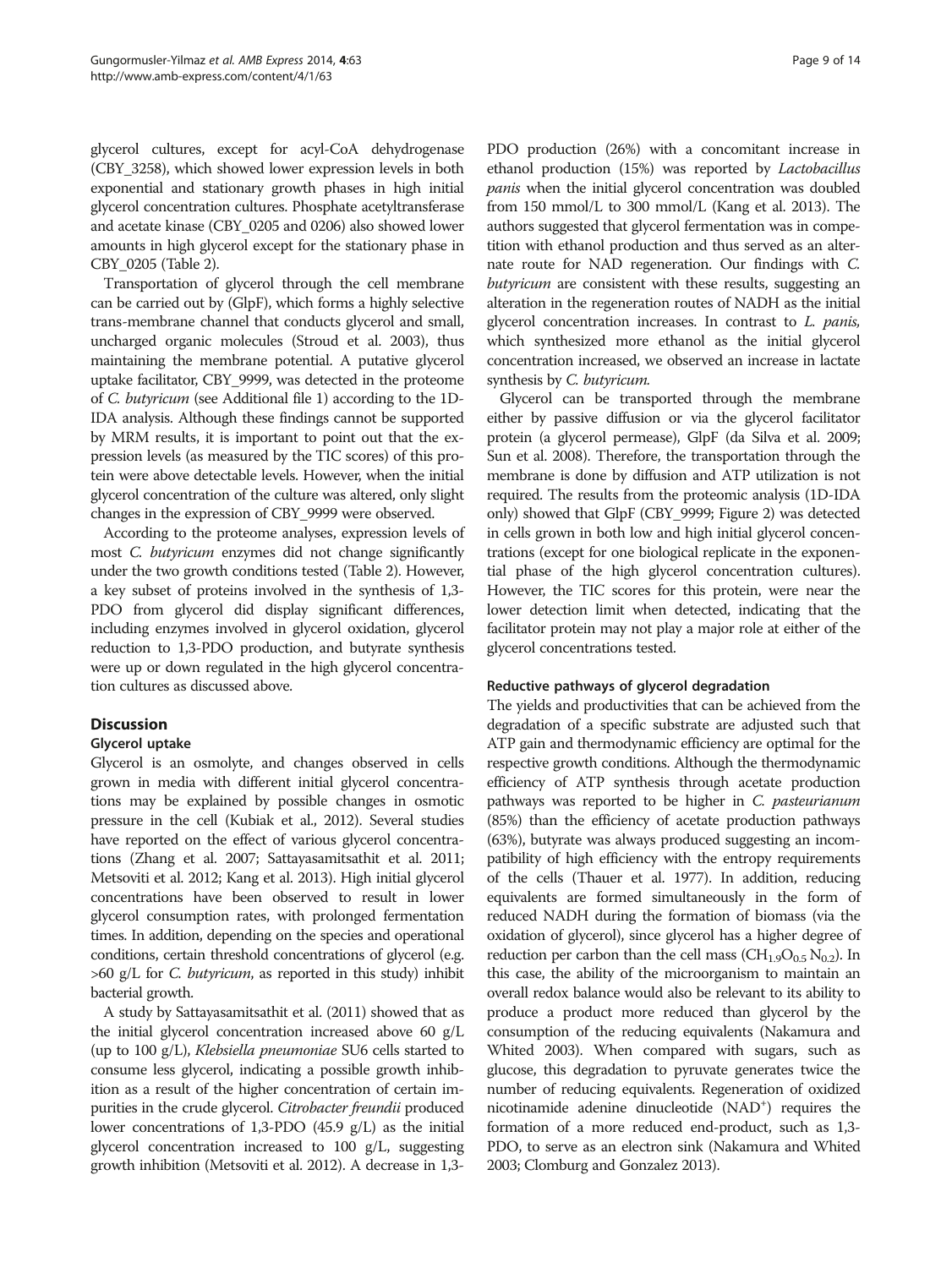glycerol cultures, except for acyl-CoA dehydrogenase (CBY_3258), which showed lower expression levels in both exponential and stationary growth phases in high initial glycerol concentration cultures. Phosphate acetyltransferase and acetate kinase (CBY_0205 and 0206) also showed lower amounts in high glycerol except for the stationary phase in CBY_0205 (Table 2).

Transportation of glycerol through the cell membrane can be carried out by (GlpF), which forms a highly selective trans-membrane channel that conducts glycerol and small, uncharged organic molecules (Stroud et al. 2003), thus maintaining the membrane potential. A putative glycerol uptake facilitator, CBY_9999, was detected in the proteome of *C. butyricum* (see Additional file 1) according to the 1D-IDA analysis. Although these findings cannot be supported by MRM results, it is important to point out that the expression levels (as measured by the TIC scores) of this protein were above detectable levels. However, when the initial glycerol concentration of the culture was altered, only slight changes in the expression of CBY_9999 were observed.

According to the proteome analyses, expression levels of most *C. butyricum* enzymes did not change significantly under the two growth conditions tested (Table 2). However, a key subset of proteins involved in the synthesis of 1,3-PDO from glycerol did display significant differences, including enzymes involved in glycerol oxidation, glycerol reduction to 1,3-PDO production, and butyrate synthesis were up or down regulated in the high glycerol concentration cultures as discussed above.

## Discussion

### Glycerol uptake

Glycerol is an osmolyte, and changes observed in cells grown in media with different initial glycerol concentrations may be explained by possible changes in osmotic pressure in the cell (Kubiak et al., 2012). Several studies have reported on the effect of various glycerol concentrations (Zhang et al. 2007; Sattayasamitsathit et al. 2011; Metsoviti et al. 2012; Kang et al. 2013). High initial glycerol concentrations have been observed to result in lower glycerol consumption rates, with prolonged fermentation times. In addition, depending on the species and operational conditions, certain threshold concentrations of glycerol (e.g. >60 g/L for *C. butyricum*, as reported in this study) inhibit bacterial growth.

A study by Sattayasamitsathit et al. (2011) showed that as the initial glycerol concentration increased above 60 g/L (up to 100 g/L), *Klebsiella pneumoniae* SU6 cells started to consume less glycerol, indicating a possible growth inhibition as a result of the higher concentration of certain impurities in the crude glycerol. *Citrobacter freundii* produced lower concentrations of 1,3-PDO (45.9 g/L) as the initial glycerol concentration increased to 100 g/L, suggesting growth inhibition (Metsoviti et al. 2012). A decrease in 1,3-PDO production (26%) with a concomitant increase in ethanol production (15%) was reported by *Lactobacillus panis* when the initial glycerol concentration was doubled from 150 mmol/L to 300 mmol/L (Kang et al. 2013). The authors suggested that glycerol fermentation was in competition with ethanol production and thus served as an alternate route for NAD regeneration. Our findings with *C. butyricum* are consistent with these results, suggesting an alteration in the regeneration routes of NADH as the initial glycerol concentration increases. In contrast to *L. panis,* which synthesized more ethanol as the initial glycerol concentration increased, we observed an increase in lactate synthesis by *C. butyricum.*

Glycerol can be transported through the membrane either by passive diffusion or via the glycerol facilitator protein (a glycerol permease), GlpF (da Silva et al. 2009; Sun et al. 2008). Therefore, the transportation through the membrane is done by diffusion and ATP utilization is not required. The results from the proteomic analysis (1D-IDA only) showed that GlpF (CBY_9999; Figure 2) was detected in cells grown in both low and high initial glycerol concentrations (except for one biological replicate in the exponential phase of the high glycerol concentration cultures). However, the TIC scores for this protein, were near the lower detection limit when detected, indicating that the facilitator protein may not play a major role at either of the glycerol concentrations tested.

### Reductive pathways of glycerol degradation

The yields and productivities that can be achieved from the degradation of a specific substrate are adjusted such that ATP gain and thermodynamic efficiency are optimal for the respective growth conditions. Although the thermodynamic efficiency of ATP synthesis through acetate production pathways was reported to be higher in *C. pasteurianum* (85%) than the efficiency of acetate production pathways (63%), butyrate was always produced suggesting an incompatibility of high efficiency with the entropy requirements of the cells (Thauer et al. 1977). In addition, reducing equivalents are formed simultaneously in the form of reduced NADH during the formation of biomass (via the oxidation of glycerol), since glycerol has a higher degree of reduction per carbon than the cell mass ($CH_{1.9}O_{0.5}N_{0.2}$). In this case, the ability of the microorganism to maintain an overall redox balance would also be relevant to its ability to produce a product more reduced than glycerol by the consumption of the reducing equivalents (Nakamura and Whited 2003). When compared with sugars, such as glucose, this degradation to pyruvate generates twice the number of reducing equivalents. Regeneration of oxidized nicotinamide adenine dinucleotide ($NAD^+$) requires the formation of a more reduced end-product, such as 1,3-PDO, to serve as an electron sink (Nakamura and Whited 2003; Clomburg and Gonzalez 2013).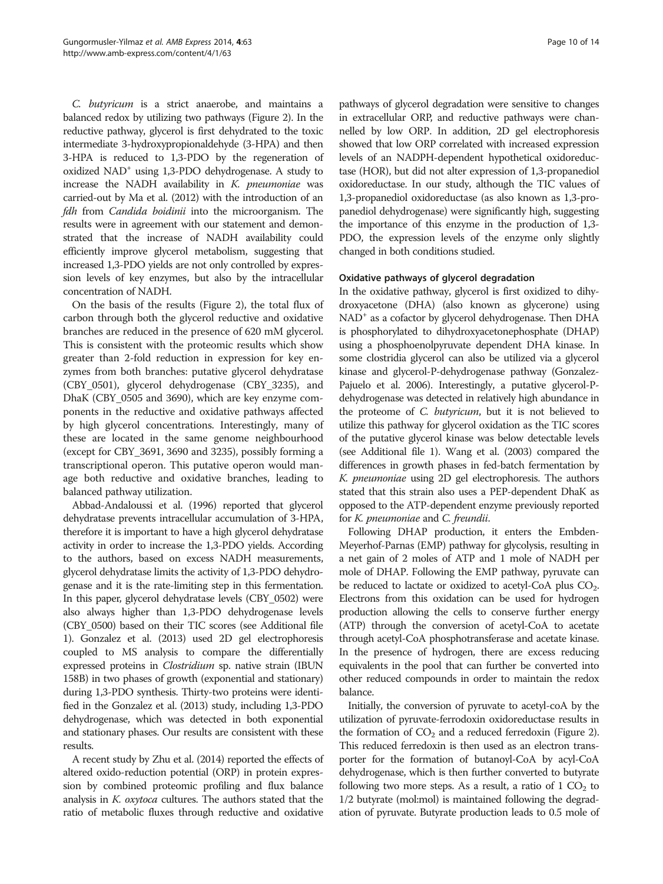*C. butyricum* is a strict anaerobe, and maintains a balanced redox by utilizing two pathways (Figure 2). In the reductive pathway, glycerol is first dehydrated to the toxic intermediate 3-hydroxypropionaldehyde (3-HPA) and then 3-HPA is reduced to 1,3-PDO by the regeneration of oxidized $NAD^+$ using 1,3-PDO dehydrogenase. A study to increase the NADH availability in *K. pneumoniae* was carried-out by Ma et al. (2012) with the introduction of an *fdh* from *Candida boidinii* into the microorganism. The results were in agreement with our statement and demonstrated that the increase of NADH availability could efficiently improve glycerol metabolism, suggesting that increased 1,3-PDO yields are not only controlled by expression levels of key enzymes, but also by the intracellular concentration of NADH.

On the basis of the results (Figure 2), the total flux of carbon through both the glycerol reductive and oxidative branches are reduced in the presence of 620 mM glycerol. This is consistent with the proteomic results which show greater than 2-fold reduction in expression for key enzymes from both branches: putative glycerol dehydratase (CBY_0501), glycerol dehydrogenase (CBY_3235), and DhaK (CBY_0505 and 3690), which are key enzyme components in the reductive and oxidative pathways affected by high glycerol concentrations. Interestingly, many of these are located in the same genome neighbourhood (except for CBY_3691, 3690 and 3235), possibly forming a transcriptional operon. This putative operon would manage both reductive and oxidative branches, leading to balanced pathway utilization.

Abbad-Andaloussi et al. (1996) reported that glycerol dehydratase prevents intracellular accumulation of 3-HPA, therefore it is important to have a high glycerol dehydratase activity in order to increase the 1,3-PDO yields. According to the authors, based on excess NADH measurements, glycerol dehydratase limits the activity of 1,3-PDO dehydrogenase and it is the rate-limiting step in this fermentation. In this paper, glycerol dehydratase levels (CBY_0502) were also always higher than 1,3-PDO dehydrogenase levels (CBY_0500) based on their TIC scores (see Additional file 1). Gonzalez et al. (2013) used 2D gel electrophoresis coupled to MS analysis to compare the differentially expressed proteins in *Clostridium* sp. native strain (IBUN 158B) in two phases of growth (exponential and stationary) during 1,3-PDO synthesis. Thirty-two proteins were identified in the Gonzalez et al. (2013) study, including 1,3-PDO dehydrogenase, which was detected in both exponential and stationary phases. Our results are consistent with these results.

A recent study by Zhu et al. (2014) reported the effects of altered oxido-reduction potential (ORP) in protein expression by combined proteomic profiling and flux balance analysis in *K. oxytoca* cultures. The authors stated that the ratio of metabolic fluxes through reductive and oxidative pathways of glycerol degradation were sensitive to changes in extracellular ORP, and reductive pathways were channelled by low ORP. In addition, 2D gel electrophoresis showed that low ORP correlated with increased expression levels of an NADPH-dependent hypothetical oxidoreductase (HOR), but did not alter expression of 1,3-propanediol oxidoreductase. In our study, although the TIC values of 1,3-propanediol oxidoreductase (as also known as 1,3-propanediol dehydrogenase) were significantly high, suggesting the importance of this enzyme in the production of 1,3-PDO, the expression levels of the enzyme only slightly changed in both conditions studied.

### Oxidative pathways of glycerol degradation

In the oxidative pathway, glycerol is first oxidized to dihydroxyacetone (DHA) (also known as glycerone) using $NAD^+$ as a cofactor by glycerol dehydrogenase. Then DHA is phosphorylated to dihydroxyacetonephosphate (DHAP) using a phosphoenolpyruvate dependent DHA kinase. In some clostridia glycerol can also be utilized via a glycerol kinase and glycerol-P-dehydrogenase pathway (Gonzalez-Pajuelo et al. 2006). Interestingly, a putative glycerol-P-dehydrogenase was detected in relatively high abundance in the proteome of *C. butyricum*, but it is not believed to utilize this pathway for glycerol oxidation as the TIC scores of the putative glycerol kinase was below detectable levels (see Additional file 1). Wang et al. (2003) compared the differences in growth phases in fed-batch fermentation by *K. pneumoniae* using 2D gel electrophoresis. The authors stated that this strain also uses a PEP-dependent DhaK as opposed to the ATP-dependent enzyme previously reported for *K. pneumoniae* and *C. freundii*.

Following DHAP production, it enters the Embden-Meyerhof-Parnas (EMP) pathway for glycolysis, resulting in a net gain of 2 moles of ATP and 1 mole of NADH per mole of DHAP. Following the EMP pathway, pyruvate can be reduced to lactate or oxidized to acetyl-CoA plus $CO_2$. Electrons from this oxidation can be used for hydrogen production allowing the cells to conserve further energy (ATP) through the conversion of acetyl-CoA to acetate through acetyl-CoA phosphotransferase and acetate kinase. In the presence of hydrogen, there are excess reducing equivalents in the pool that can further be converted into other reduced compounds in order to maintain the redox balance.

Initially, the conversion of pyruvate to acetyl-coA by the utilization of pyruvate-ferrodoxin oxidoreductase results in the formation of $CO_2$ and a reduced ferredoxin (Figure 2). This reduced ferredoxin is then used as an electron transporter for the formation of butanoyl-CoA by acyl-CoA dehydrogenase, which is then further converted to butyrate following two more steps. As a result, a ratio of 1 $CO_2$ to 1/2 butyrate (mol:mol) is maintained following the degradation of pyruvate. Butyrate production leads to 0.5 mole of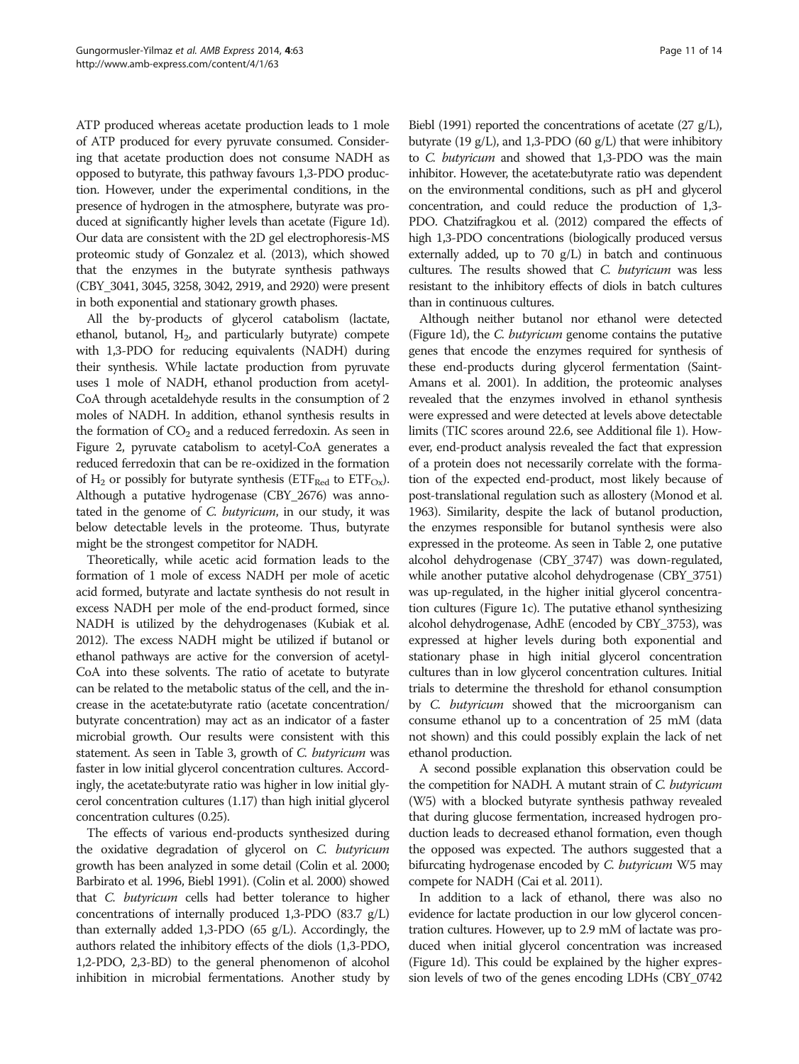ATP produced whereas acetate production leads to 1 mole of ATP produced for every pyruvate consumed. Considering that acetate production does not consume NADH as opposed to butyrate, this pathway favours 1,3-PDO production. However, under the experimental conditions, in the presence of hydrogen in the atmosphere, butyrate was produced at significantly higher levels than acetate (Figure 1d). Our data are consistent with the 2D gel electrophoresis-MS proteomic study of Gonzalez et al. (2013), which showed that the enzymes in the butyrate synthesis pathways (CBY_3041, 3045, 3258, 3042, 2919, and 2920) were present in both exponential and stationary growth phases.

All the by-products of glycerol catabolism (lactate, ethanol, butanol, $H_2$, and particularly butyrate) compete with 1,3-PDO for reducing equivalents (NADH) during their synthesis. While lactate production from pyruvate uses 1 mole of NADH, ethanol production from acetyl-CoA through acetaldehyde results in the consumption of 2 moles of NADH. In addition, ethanol synthesis results in the formation of $CO_2$ and a reduced ferredoxin. As seen in Figure 2, pyruvate catabolism to acetyl-CoA generates a reduced ferredoxin that can be re-oxidized in the formation of $H_2$ or possibly for butyrate synthesis ($ETF_{Red}$ to $ETF_{Ox}$). Although a putative hydrogenase (CBY_2676) was annotated in the genome of *C. butyricum*, in our study, it was below detectable levels in the proteome. Thus, butyrate might be the strongest competitor for NADH.

Theoretically, while acetic acid formation leads to the formation of 1 mole of excess NADH per mole of acetic acid formed, butyrate and lactate synthesis do not result in excess NADH per mole of the end-product formed, since NADH is utilized by the dehydrogenases (Kubiak et al. 2012). The excess NADH might be utilized if butanol or ethanol pathways are active for the conversion of acetyl-CoA into these solvents. The ratio of acetate to butyrate can be related to the metabolic status of the cell, and the increase in the acetate:butyrate ratio (acetate concentration/butyrate concentration) may act as an indicator of a faster microbial growth. Our results were consistent with this statement. As seen in Table 3, growth of *C. butyricum* was faster in low initial glycerol concentration cultures. Accordingly, the acetate:butyrate ratio was higher in low initial glycerol concentration cultures (1.17) than high initial glycerol concentration cultures (0.25).

The effects of various end-products synthesized during the oxidative degradation of glycerol on *C. butyricum* growth has been analyzed in some detail (Colin et al. 2000; Barbirato et al. 1996, Biebl 1991). (Colin et al. 2000) showed that *C. butyricum* cells had better tolerance to higher concentrations of internally produced 1,3-PDO (83.7 g/L) than externally added 1,3-PDO (65 g/L). Accordingly, the authors related the inhibitory effects of the diols (1,3-PDO, 1,2-PDO, 2,3-BD) to the general phenomenon of alcohol inhibition in microbial fermentations. Another study by Biebl (1991) reported the concentrations of acetate (27 g/L), butyrate (19 g/L), and 1,3-PDO (60 g/L) that were inhibitory to *C. butyricum* and showed that 1,3-PDO was the main inhibitor. However, the acetate:butyrate ratio was dependent on the environmental conditions, such as pH and glycerol concentration, and could reduce the production of 1,3-PDO. Chatzifragkou et al. (2012) compared the effects of high 1,3-PDO concentrations (biologically produced versus externally added, up to 70 g/L) in batch and continuous cultures. The results showed that *C. butyricum* was less resistant to the inhibitory effects of diols in batch cultures than in continuous cultures.

Although neither butanol nor ethanol were detected (Figure 1d), the *C. butyricum* genome contains the putative genes that encode the enzymes required for synthesis of these end-products during glycerol fermentation (Saint-Amans et al. 2001). In addition, the proteomic analyses revealed that the enzymes involved in ethanol synthesis were expressed and were detected at levels above detectable limits (TIC scores around 22.6, see Additional file 1). However, end-product analysis revealed the fact that expression of a protein does not necessarily correlate with the formation of the expected end-product, most likely because of post-translational regulation such as allostery (Monod et al. 1963). Similarity, despite the lack of butanol production, the enzymes responsible for butanol synthesis were also expressed in the proteome. As seen in Table 2, one putative alcohol dehydrogenase (CBY_3747) was down-regulated, while another putative alcohol dehydrogenase (CBY_3751) was up-regulated, in the higher initial glycerol concentration cultures (Figure 1c). The putative ethanol synthesizing alcohol dehydrogenase, AdhE (encoded by CBY_3753), was expressed at higher levels during both exponential and stationary phase in high initial glycerol concentration cultures than in low glycerol concentration cultures. Initial trials to determine the threshold for ethanol consumption by *C. butyricum* showed that the microorganism can consume ethanol up to a concentration of 25 mM (data not shown) and this could possibly explain the lack of net ethanol production.

A second possible explanation this observation could be the competition for NADH. A mutant strain of *C. butyricum* (W5) with a blocked butyrate synthesis pathway revealed that during glucose fermentation, increased hydrogen production leads to decreased ethanol formation, even though the opposed was expected. The authors suggested that a bifurcating hydrogenase encoded by *C. butyricum* W5 may compete for NADH (Cai et al. 2011).

In addition to a lack of ethanol, there was also no evidence for lactate production in our low glycerol concentration cultures. However, up to 2.9 mM of lactate was produced when initial glycerol concentration was increased (Figure 1d). This could be explained by the higher expression levels of two of the genes encoding LDHs (CBY_0742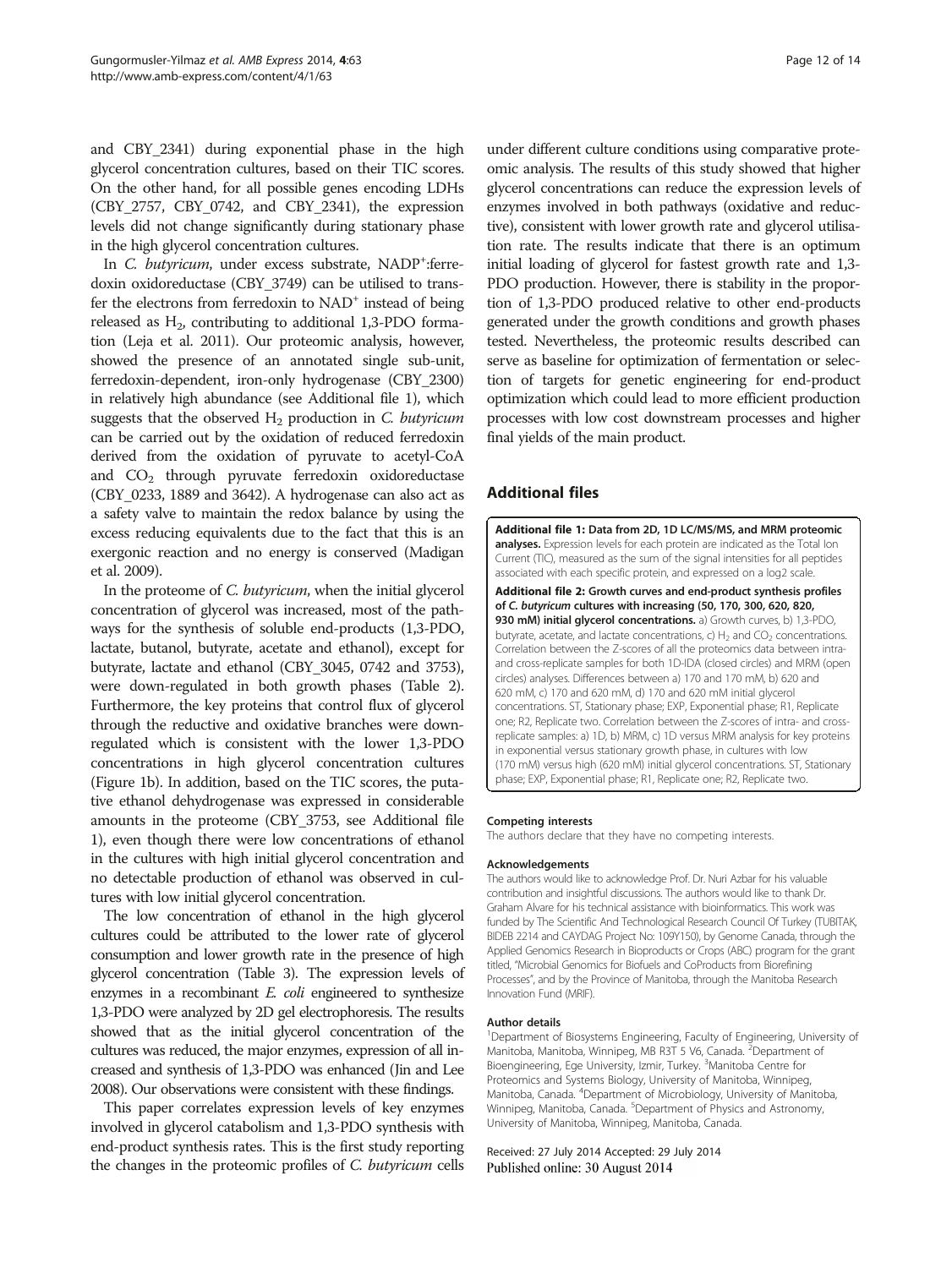and CBY_2341) during exponential phase in the high glycerol concentration cultures, based on their TIC scores. On the other hand, for all possible genes encoding LDHs (CBY_2757, CBY_0742, and CBY_2341), the expression levels did not change significantly during stationary phase in the high glycerol concentration cultures.

In *C. butyricum*, under excess substrate, $NADP^+$:ferredoxin oxidoreductase (CBY_3749) can be utilised to transfer the electrons from ferredoxin to $NAD^+$ instead of being released as $H_2$, contributing to additional 1,3-PDO formation (Leja et al. 2011). Our proteomic analysis, however, showed the presence of an annotated single sub-unit, ferredoxin-dependent, iron-only hydrogenase (CBY_2300) in relatively high abundance (see Additional file 1), which suggests that the observed $H_2$ production in *C. butyricum* can be carried out by the oxidation of reduced ferredoxin derived from the oxidation of pyruvate to acetyl-CoA and $CO_2$ through pyruvate ferredoxin oxidoreductase (CBY_0233, 1889 and 3642). A hydrogenase can also act as a safety valve to maintain the redox balance by using the excess reducing equivalents due to the fact that this is an exergonic reaction and no energy is conserved (Madigan et al. 2009).

In the proteome of *C. butyricum*, when the initial glycerol concentration of glycerol was increased, most of the pathways for the synthesis of soluble end-products (1,3-PDO, lactate, butanol, butyrate, acetate and ethanol), except for butyrate, lactate and ethanol (CBY_3045, 0742 and 3753), were down-regulated in both growth phases (Table 2). Furthermore, the key proteins that control flux of glycerol through the reductive and oxidative branches were down-regulated which is consistent with the lower 1,3-PDO concentrations in high glycerol concentration cultures (Figure 1b). In addition, based on the TIC scores, the putative ethanol dehydrogenase was expressed in considerable amounts in the proteome (CBY_3753, see Additional file 1), even though there were low concentrations of ethanol in the cultures with high initial glycerol concentration and no detectable production of ethanol was observed in cultures with low initial glycerol concentration.

The low concentration of ethanol in the high glycerol cultures could be attributed to the lower rate of glycerol consumption and lower growth rate in the presence of high glycerol concentration (Table 3). The expression levels of enzymes in a recombinant *E. coli* engineered to synthesize 1,3-PDO were analyzed by 2D gel electrophoresis. The results showed that as the initial glycerol concentration of the cultures was reduced, the major enzymes, expression of all increased and synthesis of 1,3-PDO was enhanced (Jin and Lee 2008). Our observations were consistent with these findings.

This paper correlates expression levels of key enzymes involved in glycerol catabolism and 1,3-PDO synthesis with end-product synthesis rates. This is the first study reporting the changes in the proteomic profiles of *C. butyricum* cells under different culture conditions using comparative proteomic analysis. The results of this study showed that higher glycerol concentrations can reduce the expression levels of enzymes involved in both pathways (oxidative and reductive), consistent with lower growth rate and glycerol utilisation rate. The results indicate that there is an optimum initial loading of glycerol for fastest growth rate and 1,3-PDO production. However, there is stability in the proportion of 1,3-PDO produced relative to other end-products generated under the growth conditions and growth phases tested. Nevertheless, the proteomic results described can serve as baseline for optimization of fermentation or selection of targets for genetic engineering for end-product optimization which could lead to more efficient production processes with low cost downstream processes and higher final yields of the main product.

## Additional files

**Additional file 1: Data from 2D, 1D LC/MS/MS, and MRM proteomic analyses.** Expression levels for each protein are indicated as the Total Ion Current (TIC), measured as the sum of the signal intensities for all peptides associated with each specific protein, and expressed on a log2 scale.

**Additional file 2: Growth curves and end-product synthesis profiles of *C. butyricum* cultures with increasing (50, 170, 300, 620, 820, 930 mM) initial glycerol concentrations.** a) Growth curves, b) 1,3-PDO, butyrate, acetate, and lactate concentrations, c) $H_2$ and $CO_2$ concentrations. Correlation between the Z-scores of all the proteomics data between intra- and cross-replicate samples for both 1D-IDA (closed circles) and MRM (open circles) analyses. Differences between a) 170 and 170 mM, b) 620 and 620 mM, c) 170 and 620 mM, d) 170 and 620 mM initial glycerol concentrations. ST, Stationary phase; EXP, Exponential phase; R1, Replicate one; R2, Replicate two. Correlation between the Z-scores of intra- and cross-replicate samples: a) 1D, b) MRM, c) 1D versus MRM analysis for key proteins in exponential versus stationary growth phase, in cultures with low (170 mM) versus high (620 mM) initial glycerol concentrations. ST, Stationary phase; EXP, Exponential phase; R1, Replicate one; R2, Replicate two.

#### Competing interests

The authors declare that they have no competing interests.

#### Acknowledgements

The authors would like to acknowledge Prof. Dr. Nuri Azbar for his valuable contribution and insightful discussions. The authors would like to thank Dr. Graham Alvare for his technical assistance with bioinformatics. This work was funded by The Scientific And Technological Research Council Of Turkey (TUBITAK, BIDEB 2214 and CAYDAG Project No: 109Y150), by Genome Canada, through the Applied Genomics Research in Bioproducts or Crops (ABC) program for the grant titled, "Microbial Genomics for Biofuels and CoProducts from Biorefining Processes", and by the Province of Manitoba, through the Manitoba Research Innovation Fund (MRIF).

#### Author details

[1]Department of Biosystems Engineering, Faculty of Engineering, University of Manitoba, Manitoba, Winnipeg, MB R3T 5 V6, Canada. [2]Department of Bioengineering, Ege University, Izmir, Turkey. [3]Manitoba Centre for Proteomics and Systems Biology, University of Manitoba, Winnipeg, Manitoba, Canada. [4]Department of Microbiology, University of Manitoba, Winnipeg, Manitoba, Canada. [5]Department of Physics and Astronomy, University of Manitoba, Winnipeg, Manitoba, Canada.

Received: 27 July 2014 Accepted: 29 July 2014
Published online: 30 August 2014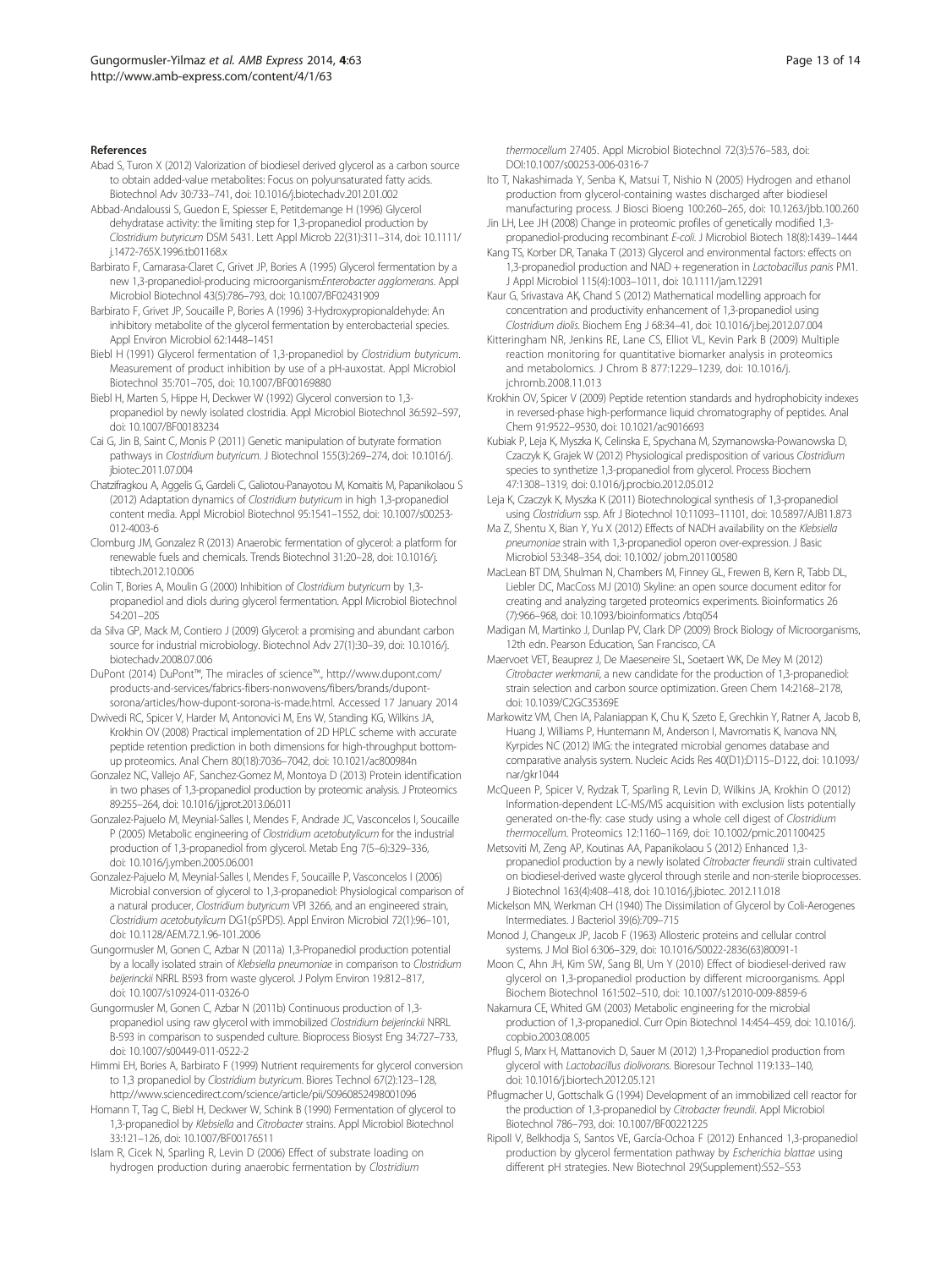## References

Abad S, Turon X (2012) Valorization of biodiesel derived glycerol as a carbon source to obtain added-value metabolites: Focus on polyunsaturated fatty acids. Biotechnol Adv 30:733–741, doi: 10.1016/j.biotechadv.2012.01.002

Abbad-Andaloussi S, Guedon E, Spiesser E, Petitdemange H (1996) Glycerol dehydratase activity: the limiting step for 1,3-propanediol production by *Clostridium butyricum* DSM 5431. Lett Appl Microb 22(31):311–314, doi: 10.1111/j.1472-765X.1996.tb01168.x

Barbirato F, Camarasa-Claret C, Grivet JP, Bories A (1995) Glycerol fermentation by a new 1,3-propanediol-producing microorganism:*Enterobacter agglomerans*. Appl Microbiol Biotechnol 43(5):786–793, doi: 10.1007/BF02431909

Barbirato F, Grivet JP, Soucaille P, Bories A (1996) 3-Hydroxypropionaldehyde: An inhibitory metabolite of the glycerol fermentation by enterobacterial species. Appl Environ Microbiol 62:1448–1451

Biebl H (1991) Glycerol fermentation of 1,3-propanediol by *Clostridium butyricum*. Measurement of product inhibition by use of a pH-auxostat. Appl Microbiol Biotechnol 35:701–705, doi: 10.1007/BF00169880

Biebl H, Marten S, Hippe H, Deckwer W (1992) Glycerol conversion to 1,3-propanediol by newly isolated clostridia. Appl Microbiol Biotechnol 36:592–597, doi: 10.1007/BF00183234

Cai G, Jin B, Saint C, Monis P (2011) Genetic manipulation of butyrate formation pathways in *Clostridium butyricum*. J Biotechnol 155(3):269–274, doi: 10.1016/j.jbiotec.2011.07.004

Chatzifragkou A, Aggelis G, Gardeli C, Galiotou-Panayotou M, Komaitis M, Papanikolaou S (2012) Adaptation dynamics of *Clostridium butyricum* in high 1,3-propanediol content media. Appl Microbiol Biotechnol 95:1541–1552, doi: 10.1007/s00253-012-4003-6

Clomburg JM, Gonzalez R (2013) Anaerobic fermentation of glycerol: a platform for renewable fuels and chemicals. Trends Biotechnol 31:20–28, doi: 10.1016/j.tibtech.2012.10.006

Colin T, Bories A, Moulin G (2000) Inhibition of *Clostridium butyricum* by 1,3-propanediol and diols during glycerol fermentation. Appl Microbiol Biotechnol 54:201–205

da Silva GP, Mack M, Contiero J (2009) Glycerol: a promising and abundant carbon source for industrial microbiology. Biotechnol Adv 27(1):30–39, doi: 10.1016/j.biotechadv.2008.07.006

DuPont (2014) DuPont™, The miracles of science™., http://www.dupont.com/products-and-services/fabrics-fibers-nonwovens/fibers/brands/dupont-sorona/articles/how-dupont-sorona-is-made.html. Accessed 17 January 2014

Dwivedi RC, Spicer V, Harder M, Antonovici M, Ens W, Standing KG, Wilkins JA, Krokhin OV (2008) Practical implementation of 2D HPLC scheme with accurate peptide retention prediction in both dimensions for high-throughput bottom-up proteomics. Anal Chem 80(18):7036–7042, doi: 10.1021/ac800984n

Gonzalez NC, Vallejo AF, Sanchez-Gomez M, Montoya D (2013) Protein identification in two phases of 1,3-propanediol production by proteomic analysis. J Proteomics 89:255–264, doi: 10.1016/j.jprot.2013.06.011

Gonzalez-Pajuelo M, Meynial-Salles I, Mendes F, Andrade JC, Vasconcelos I, Soucaille P (2005) Metabolic engineering of *Clostridium acetobutylicum* for the industrial production of 1,3-propanediol from glycerol. Metab Eng 7(5–6):329–336, doi: 10.1016/j.ymben.2005.06.001

Gonzalez-Pajuelo M, Meynial-Salles I, Mendes F, Soucaille P, Vasconcelos I (2006) Microbial conversion of glycerol to 1,3-propanediol: Physiological comparison of a natural producer, *Clostridium butyricum* VPI 3266, and an engineered strain, *Clostridium acetobutylicum* DG1(pSPD5). Appl Environ Microbiol 72(1):96–101, doi: 10.1128/AEM.72.1.96-101.2006

Gungormusler M, Gonen C, Azbar N (2011a) 1,3-Propanediol production potential by a locally isolated strain of *Klebsiella pneumoniae* in comparison to *Clostridium beijerinckii* NRRL B593 from waste glycerol. J Polym Environ 19:812–817, doi: 10.1007/s10924-011-0326-0

Gungormusler M, Gonen C, Azbar N (2011b) Continuous production of 1,3-propanediol using raw glycerol with immobilized *Clostridium beijerinckii* NRRL B-593 in comparison to suspended culture. Bioprocess Biosyst Eng 34:727–733, doi: 10.1007/s00449-011-0522-2

Himmi EH, Bories A, Barbirato F (1999) Nutrient requirements for glycerol conversion to 1,3 propanediol by *Clostridium butyricum*. Biores Technol 67(2):123–128, http://www.sciencedirect.com/science/article/pii/S0960852498001096

Homann T, Tag C, Biebl H, Deckwer W, Schink B (1990) Fermentation of glycerol to 1,3-propanediol by *Klebsiella* and *Citrobacter* strains. Appl Microbiol Biotechnol 33:121–126, doi: 10.1007/BF00176511

Islam R, Cicek N, Sparling R, Levin D (2006) Effect of substrate loading on hydrogen production during anaerobic fermentation by *Clostridium thermocellum* 27405. Appl Microbiol Biotechnol 72(3):576–583, doi: DOI:10.1007/s00253-006-0316-7

Ito T, Nakashimada Y, Senba K, Matsui T, Nishio N (2005) Hydrogen and ethanol production from glycerol-containing wastes discharged after biodiesel manufacturing process. J Biosci Bioeng 100:260–265, doi: 10.1263/jbb.100.260

Jin LH, Lee JH (2008) Change in proteomic profiles of genetically modified 1,3-propanediol-producing recombinant *E-coli*. J Microbiol Biotech 18(8):1439–1444

Kang TS, Korber DR, Tanaka T (2013) Glycerol and environmental factors: effects on 1,3-propanediol production and NAD + regeneration in *Lactobacillus panis* PM1. J Appl Microbiol 115(4):1003–1011, doi: 10.1111/jam.12291

Kaur G, Srivastava AK, Chand S (2012) Mathematical modelling approach for concentration and productivity enhancement of 1,3-propanediol using *Clostridium diolis*. Biochem Eng J 68:34–41, doi: 10.1016/j.bej.2012.07.004

Kitteringham NR, Jenkins RE, Lane CS, Elliot VL, Kevin Park B (2009) Multiple reaction monitoring for quantitative biomarker analysis in proteomics and metabolomics. J Chrom B 877:1229–1239, doi: 10.1016/j.jchromb.2008.11.013

Krokhin OV, Spicer V (2009) Peptide retention standards and hydrophobicity indexes in reversed-phase high-performance liquid chromatography of peptides. Anal Chem 91:9522–9530, doi: 10.1021/ac9016693

Kubiak P, Leja K, Myszka K, Celinska E, Spychana M, Szymanowska-Powanowska D, Czaczyk K, Grajek W (2012) Physiological predisposition of various *Clostridium* species to synthetize 1,3-propanediol from glycerol. Process Biochem 47:1308–1319, doi: 0.1016/j.procbio.2012.05.012

Leja K, Czaczyk K, Myszka K (2011) Biotechnological synthesis of 1,3-propanediol using *Clostridium* ssp. Afr J Biotechnol 10:11093–11101, doi: 10.5897/AJB11.873

Ma Z, Shentu X, Bian Y, Yu X (2012) Effects of NADH availability on the *Klebsiella pneumoniae* strain with 1,3-propanediol operon over-expression. J Basic Microbiol 53:348–354, doi: 10.1002/ jobm.201100580

MacLean BT DM, Shulman N, Chambers M, Finney GL, Frewen B, Kern R, Tabb DL, Liebler DC, MacCoss MJ (2010) Skyline: an open source document editor for creating and analyzing targeted proteomics experiments. Bioinformatics 26 (7):966–968, doi: 10.1093/bioinformatics /btq054

Madigan M, Martinko J, Dunlap PV, Clark DP (2009) Brock Biology of Microorganisms, 12th edn. Pearson Education, San Francisco, CA

Maervoet VET, Beauprez J, De Maeseneire SL, Soetaert WK, De Mey M (2012) *Citrobacter werkmanii*, a new candidate for the production of 1,3-propanediol: strain selection and carbon source optimization. Green Chem 14:2168–2178, doi: 10.1039/C2GC35369E

Markowitz VM, Chen IA, Palaniappan K, Chu K, Szeto E, Grechkin Y, Ratner A, Jacob B, Huang J, Williams P, Huntemann M, Anderson I, Mavromatis K, Ivanova NN, Kyrpides NC (2012) IMG: the integrated microbial genomes database and comparative analysis system. Nucleic Acids Res 40(D1):D115–D122, doi: 10.1093/nar/gkr1044

McQueen P, Spicer V, Rydzak T, Sparling R, Levin D, Wilkins JA, Krokhin O (2012) Information-dependent LC-MS/MS acquisition with exclusion lists potentially generated on-the-fly: case study using a whole cell digest of *Clostridium thermocellum*. Proteomics 12:1160–1169, doi: 10.1002/pmic.201100425

Metsoviti M, Zeng AP, Koutinas AA, Papanikolaou S (2012) Enhanced 1,3-propanediol production by a newly isolated *Citrobacter freundii* strain cultivated on biodiesel-derived waste glycerol through sterile and non-sterile bioprocesses. J Biotechnol 163(4):408–418, doi: 10.1016/j.jbiotec. 2012.11.018

Mickelson MN, Werkman CH (1940) The Dissimilation of Glycerol by Coli-Aerogenes Intermediates. J Bacteriol 39(6):709–715

Monod J, Changeux JP, Jacob F (1963) Allosteric proteins and cellular control systems. J Mol Biol 6:306–329, doi: 10.1016/S0022-2836(63)80091-1

Moon C, Ahn JH, Kim SW, Sang BI, Um Y (2010) Effect of biodiesel-derived raw glycerol on 1,3-propanediol production by different microorganisms. Appl Biochem Biotechnol 161:502–510, doi: 10.1007/s12010-009-8859-6

Nakamura CE, Whited GM (2003) Metabolic engineering for the microbial production of 1,3-propanediol. Curr Opin Biotechnol 14:454–459, doi: 10.1016/j.copbio.2003.08.005

Pflugl S, Marx H, Mattanovich D, Sauer M (2012) 1,3-Propanediol production from glycerol with *Lactobacillus diolivorans*. Bioresour Technol 119:133–140, doi: 10.1016/j.biortech.2012.05.121

Pflugmacher U, Gottschalk G (1994) Development of an immobilized cell reactor for the production of 1,3-propanediol by *Citrobacter freundii*. Appl Microbiol Biotechnol 786–793, doi: 10.1007/BF00221225

Ripoll V, Belkhodja S, Santos VE, García-Ochoa F (2012) Enhanced 1,3-propanediol production by glycerol fermentation pathway by *Escherichia blattae* using different pH strategies. New Biotechnol 29(Supplement):S52–S53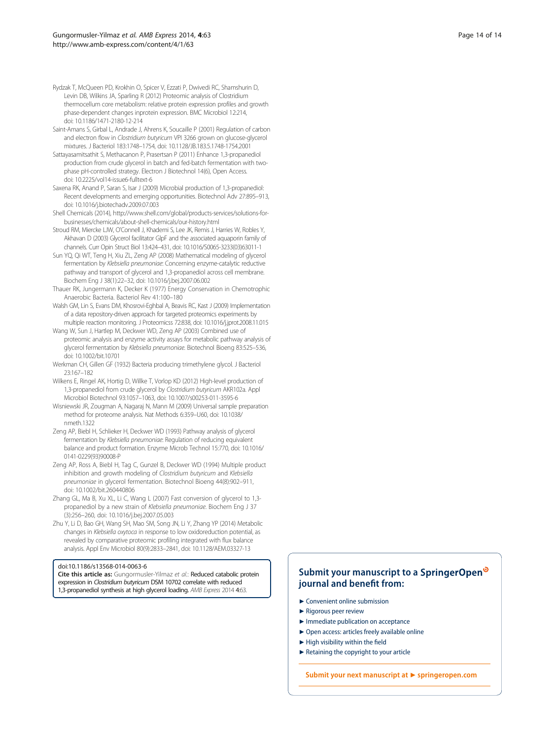Rydzak T, McQueen PD, Krokhin O, Spicer V, Ezzati P, Dwivedi RC, Shamshurin D, Levin DB, Wilkins JA, Sparling R (2012) Proteomic analysis of Clostridium thermocellum core metabolism: relative protein expression profiles and growth phase-dependent changes inprotein expression. BMC Microbiol 12:214, doi: 10.1186/1471-2180-12-214

Saint-Amans S, Girbal L, Andrade J, Ahrens K, Soucaille P (2001) Regulation of carbon and electron flow in *Clostridium butyricum* VPI 3266 grown on glucose-glycerol mixtures. J Bacteriol 183:1748–1754, doi: 10.1128/JB.183.5.1748-1754.2001

Sattayasamitsathit S, Methacanon P, Prasertsan P (2011) Enhance 1,3-propanediol production from crude glycerol in batch and fed-batch fermentation with two-phase pH-controlled strategy. Electron J Biotechnol 14(6), Open Access. doi: 10.2225/vol14-issue6-fulltext-6

Saxena RK, Anand P, Saran S, Isar J (2009) Microbial production of 1,3-propanediol: Recent developments and emerging opportunities. Biotechnol Adv 27:895–913, doi: 10.1016/j.biotechadv.2009.07.003

Shell Chemicals (2014), http://www.shell.com/global/products-services/solutions-for-businesses/chemicals/about-shell-chemicals/our-history.html

Stroud RM, Miercke LJW, O'Connell J, Khademi S, Lee JK, Remis J, Harries W, Robles Y, Akhavan D (2003) Glycerol facilitator GlpF and the associated aquaporin family of channels. Curr Opin Struct Biol 13:424–431, doi: 10.1016/S0065-3233(03)63011-1

Sun YQ, Qi WT, Teng H, Xiu ZL, Zeng AP (2008) Mathematical modeling of glycerol fermentation by *Klebsiella pneumoniae*: Concerning enzyme-catalytic reductive pathway and transport of glycerol and 1,3-propanediol across cell membrane. Biochem Eng J 38(1):22–32, doi: 10.1016/j.bej.2007.06.002

Thauer RK, Jungermann K, Decker K (1977) Energy Conservation in Chemotrophic Anaerobic Bacteria. Bacteriol Rev 41:100–180

Walsh GM, Lin S, Evans DM, Khosrovi-Eghbal A, Beavis RC, Kast J (2009) Implementation of a data repository-driven approach for targeted proteomics experiments by multiple reaction monitoring. J Proteomicss 72:838, doi: 10.1016/j.jprot.2008.11.015

Wang W, Sun J, Hartlep M, Deckwer WD, Zeng AP (2003) Combined use of proteomic analysis and enzyme activity assays for metabolic pathway analysis of glycerol fermentation by *Klebsiella pneumoniae*. Biotechnol Bioeng 83:525–536, doi: 10.1002/bit.10701

Werkman CH, Gillen GF (1932) Bacteria producing trimethylene glycol. J Bacteriol 23:167–182

Wilkens E, Ringel AK, Hortig D, Willke T, Vorlop KD (2012) High-level production of 1,3-propanediol from crude glycerol by *Clostridium butyricum* AKR102a. Appl Microbiol Biotechnol 93:1057–1063, doi: 10.1007/s00253-011-3595-6

Wisniewski JR, Zougman A, Nagaraj N, Mann M (2009) Universal sample preparation method for proteome analysis. Nat Methods 6:359–U60, doi: 10.1038/nmeth.1322

Zeng AP, Biebl H, Schlieker H, Deckwer WD (1993) Pathway analysis of glycerol fermentation by *Klebsiella pneumoniae*: Regulation of reducing equivalent balance and product formation. Enzyme Microb Technol 15:770, doi: 10.1016/0141-0229(93)90008-P

Zeng AP, Ross A, Biebl H, Tag C, Gunzel B, Deckwer WD (1994) Multiple product inhibition and growth modeling of *Clostridium butyricum* and *Klebsiella pneumoniae* in glycerol fermentation. Biotechnol Bioeng 44(8):902–911, doi: 10.1002/bit.260440806

Zhang GL, Ma B, Xu XL, Li C, Wang L (2007) Fast conversion of glycerol to 1,3-propanediol by a new strain of *Klebsiella pneumoniae*. Biochem Eng J 37 (3):256–260, doi: 10.1016/j.bej.2007.05.003

Zhu Y, Li D, Bao GH, Wang SH, Mao SM, Song JN, Li Y, Zhang YP (2014) Metabolic changes in *Klebsiella oxytoca* in response to low oxidoreduction potential, as revealed by comparative proteomic profiling integrated with flux balance analysis. Appl Env Microbiol 80(9):2833–2841, doi: 10.1128/AEM.03327-13

doi:10.1186/s13568-014-0063-6

**Cite this article as:** Gungormusler-Yilmaz *et al.*: Reduced catabolic protein expression in *Clostridium butyricum* DSM 10702 correlate with reduced 1,3-propanediol synthesis at high glycerol loading. *AMB Express* 2014 **4**:63.

**Submit your manuscript to a SpringerOpen journal and benefit from:**

- ► Convenient online submission
- ► Rigorous peer review
- ► Immediate publication on acceptance
- ► Open access: articles freely available online
- ► High visibility within the field
- ► Retaining the copyright to your article

**Submit your next manuscript at ► springeropen.com**